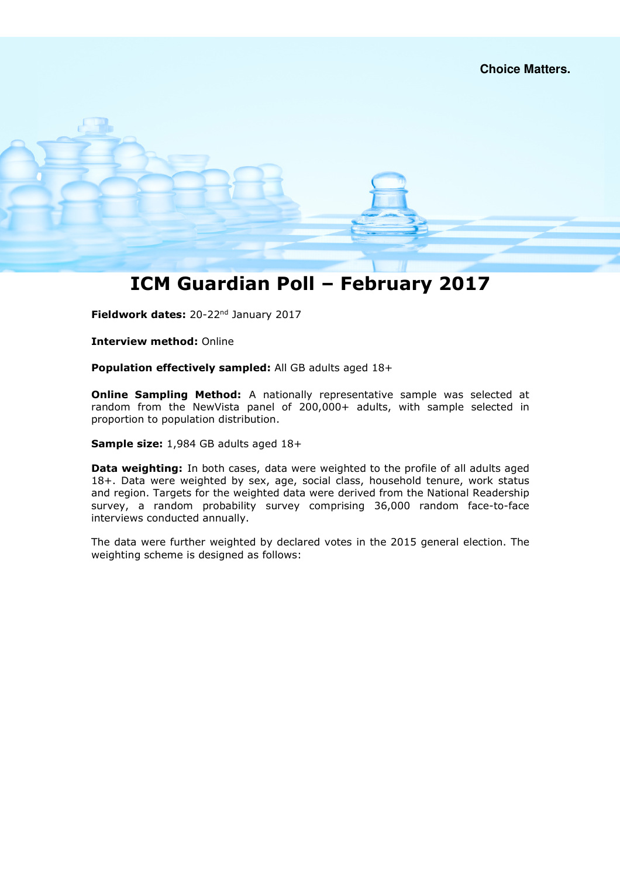Choice Matters.

# ICM Guardian Poll – February 2017

**Fieldwork dates:** 20-22nd January 2017

**Interview method:** Online

**Population effectively sampled:** All GB adults aged 18+

**Online Sampling Method:** A nationally representative sample was selected at random from the NewVista panel of 200,000+ adults, with sample selected in proportion to population distribution.

**Sample size:** 1,984 GB adults aged 18+

**Data weighting:** In both cases, data were weighted to the profile of all adults aged 18+. Data were weighted by sex, age, social class, household tenure, work status and region. Targets for the weighted data were derived from the National Readership survey, a random probability survey comprising 36,000 random face-to-face interviews conducted annually.

The data were further weighted by declared votes in the 2015 general election. The weighting scheme is designed as follows: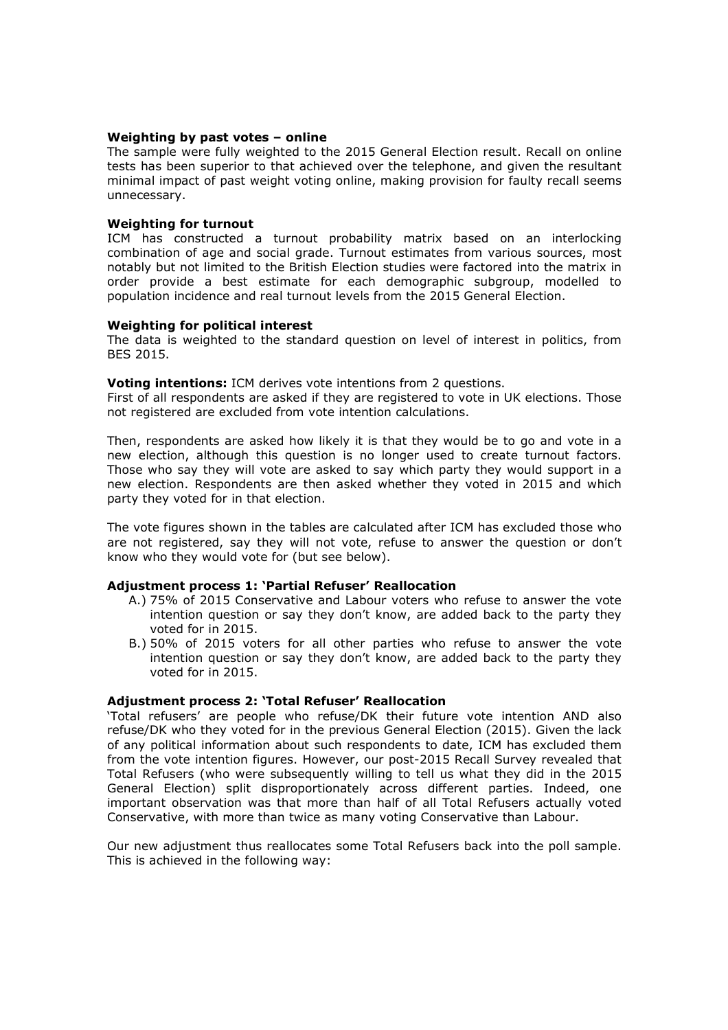**Weighting by past votes – online**
The sample were fully weighted to the 2015 General Election result. Recall on online tests has been superior to that achieved over the telephone, and given the resultant minimal impact of past weight voting online, making provision for faulty recall seems unnecessary.

**Weighting for turnout**
ICM has constructed a turnout probability matrix based on an interlocking combination of age and social grade. Turnout estimates from various sources, most notably but not limited to the British Election studies were factored into the matrix in order provide a best estimate for each demographic subgroup, modelled to population incidence and real turnout levels from the 2015 General Election.

**Weighting for political interest**
The data is weighted to the standard question on level of interest in politics, from BES 2015.

**Voting intentions:** ICM derives vote intentions from 2 questions.
First of all respondents are asked if they are registered to vote in UK elections. Those not registered are excluded from vote intention calculations.

Then, respondents are asked how likely it is that they would be to go and vote in a new election, although this question is no longer used to create turnout factors. Those who say they will vote are asked to say which party they would support in a new election. Respondents are then asked whether they voted in 2015 and which party they voted for in that election.

The vote figures shown in the tables are calculated after ICM has excluded those who are not registered, say they will not vote, refuse to answer the question or don't know who they would vote for (but see below).

**Adjustment process 1: 'Partial Refuser' Reallocation**

A.) 75% of 2015 Conservative and Labour voters who refuse to answer the vote intention question or say they don't know, are added back to the party they voted for in 2015.

B.) 50% of 2015 voters for all other parties who refuse to answer the vote intention question or say they don't know, are added back to the party they voted for in 2015.

**Adjustment process 2: 'Total Refuser' Reallocation**
'Total refusers' are people who refuse/DK their future vote intention AND also refuse/DK who they voted for in the previous General Election (2015). Given the lack of any political information about such respondents to date, ICM has excluded them from the vote intention figures. However, our post-2015 Recall Survey revealed that Total Refusers (who were subsequently willing to tell us what they did in the 2015 General Election) split disproportionately across different parties. Indeed, one important observation was that more than half of all Total Refusers actually voted Conservative, with more than twice as many voting Conservative than Labour.

Our new adjustment thus reallocates some Total Refusers back into the poll sample. This is achieved in the following way: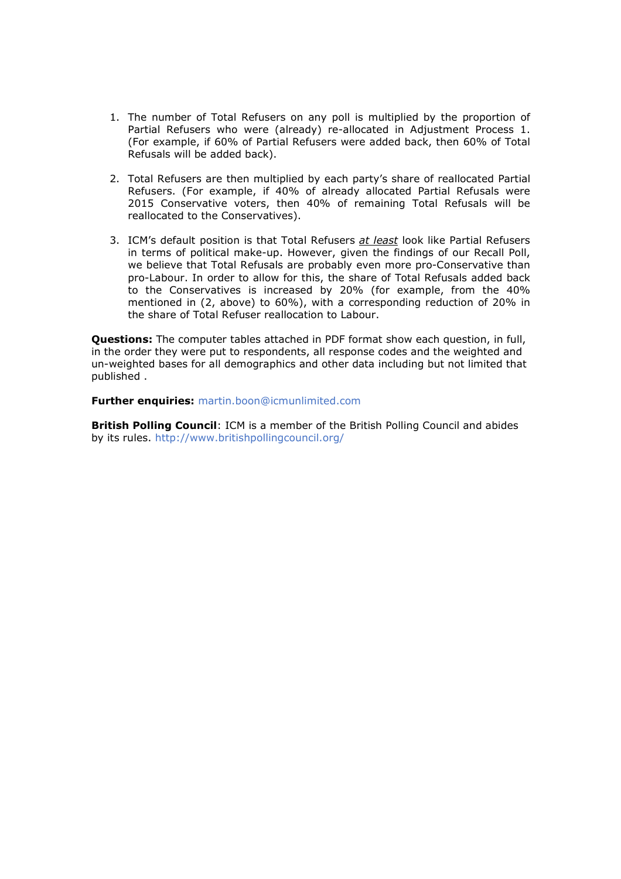1. The number of Total Refusers on any poll is multiplied by the proportion of Partial Refusers who were (already) re-allocated in Adjustment Process 1. (For example, if 60% of Partial Refusers were added back, then 60% of Total Refusals will be added back).

2. Total Refusers are then multiplied by each party's share of reallocated Partial Refusers. (For example, if 40% of already allocated Partial Refusals were 2015 Conservative voters, then 40% of remaining Total Refusals will be reallocated to the Conservatives).

3. ICM's default position is that Total Refusers *at least* look like Partial Refusers in terms of political make-up. However, given the findings of our Recall Poll, we believe that Total Refusals are probably even more pro-Conservative than pro-Labour. In order to allow for this, the share of Total Refusals added back to the Conservatives is increased by 20% (for example, from the 40% mentioned in (2, above) to 60%), with a corresponding reduction of 20% in the share of Total Refuser reallocation to Labour.

**Questions:** The computer tables attached in PDF format show each question, in full, in the order they were put to respondents, all response codes and the weighted and un-weighted bases for all demographics and other data including but not limited that published .

**Further enquiries:** martin.boon@icmunlimited.com

**British Polling Council**: ICM is a member of the British Polling Council and abides by its rules. http://www.britishpollingcouncil.org/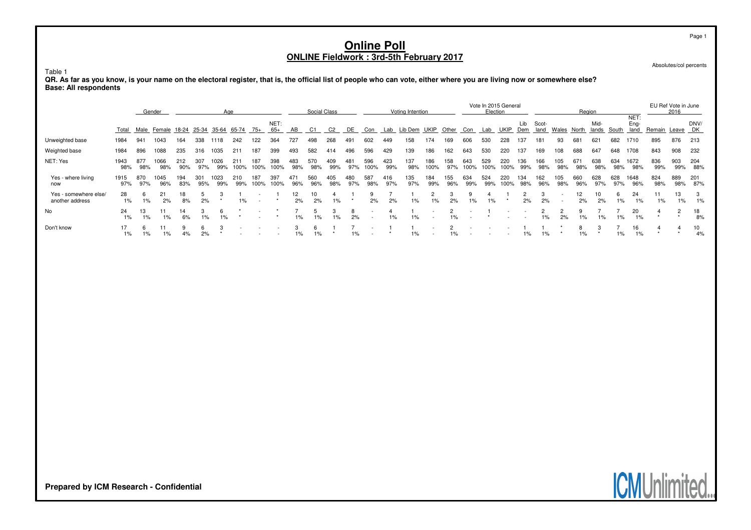# Online Poll

## ONLINE Fieldwork : 3rd-5th February 2017

Absolutes/col percents

Table 1

**QR. As far as you know, is your name on the electoral register, that is, the official list of people who can vote, either where you are living now or somewhere else?**
**Base: All respondents**

| | | Gender | | Age | | | | | | Social Class | | | | Voting Intention | | | | | Vote In 2015 General Election | | | | Region | | | | | | EU Ref Vote in June 2016 | | |
|---|---|---|---|---|---|---|---|---|---|---|---|---|---|---|---|---|---|---|---|---|---|---|---|---|---|---|---|---|---|---|---|
| | Total | Male | Female | 18-24 | 25-34 | 35-64 | 65-74 | 75+ | NET: 65+ | AB | C1 | C2 | DE | Con | Lab | Lib Dem | UKIP | Other | Con | Lab | UKIP | Lib Dem | Scot-land | Wales | North | Mid-lands | South | NET: Eng-land | Remain | Leave | DNV/ DK |
| Unweighted base | 1984 | 941 | 1043 | 164 | 338 | 1118 | 242 | 122 | 364 | 727 | 498 | 268 | 491 | 602 | 449 | 158 | 174 | 169 | 606 | 530 | 228 | 137 | 181 | 93 | 681 | 621 | 682 | 1710 | 895 | 876 | 213 |
| Weighted base | 1984 | 896 | 1088 | 235 | 316 | 1035 | 211 | 187 | 399 | 493 | 582 | 414 | 496 | 596 | 429 | 139 | 186 | 162 | 643 | 530 | 220 | 137 | 169 | 108 | 688 | 647 | 648 | 1708 | 843 | 908 | 232 |
| NET: Yes | 1943 | 877 | 1066 | 212 | 307 | 1026 | 211 | 187 | 398 | 483 | 570 | 409 | 481 | 596 | 423 | 137 | 186 | 158 | 643 | 529 | 220 | 136 | 166 | 105 | 671 | 638 | 634 | 1672 | 836 | 903 | 204 |
| | 98% | 98% | 98% | 90% | 97% | 99% | 100% | 100% | 100% | 98% | 98% | 99% | 97% | 100% | 99% | 98% | 100% | 97% | 100% | 100% | 100% | 99% | 98% | 98% | 98% | 98% | 98% | 98% | 99% | 99% | 88% |
| Yes - where living now | 1915 | 870 | 1045 | 194 | 301 | 1023 | 210 | 187 | 397 | 471 | 560 | 405 | 480 | 587 | 416 | 135 | 184 | 155 | 634 | 524 | 220 | 134 | 162 | 105 | 660 | 628 | 628 | 1648 | 824 | 889 | 201 |
| | 97% | 97% | 96% | 83% | 95% | 99% | 99% | 100% | 100% | 96% | 96% | 98% | 97% | 98% | 97% | 97% | 99% | 96% | 99% | 99% | 100% | 98% | 96% | 98% | 96% | 97% | 97% | 96% | 98% | 98% | 87% |
| Yes - somewhere else/ another address | 28 | 6 | 21 | 18 | 5 | 3 | 1 | - | 1 | 12 | 10 | 4 | 1 | 9 | 7 | 1 | 2 | 3 | 9 | 4 | 1 | 2 | 3 | - | 12 | 10 | 6 | 24 | 11 | 13 | 3 |
| | 1% | 1% | 2% | 8% | 2% | * | 1% | - | * | 2% | 2% | 1% | * | 2% | 2% | 1% | 1% | 2% | 1% | 1% | * | 2% | 2% | - | 2% | 2% | 1% | 1% | 1% | 1% | 1% |
| No | 24 | 13 | 11 | 14 | 3 | 6 | * | - | * | 7 | 5 | 3 | 8 | - | 4 | 1 | - | 2 | - | 1 | - | - | 2 | 2 | 9 | 7 | 7 | 20 | 4 | 2 | 18 |
| | 1% | 1% | 1% | 6% | 1% | 1% | * | - | * | 1% | 1% | 1% | 2% | - | 1% | 1% | - | 1% | - | * | - | - | 1% | 2% | 1% | 1% | 1% | 1% | * | * | 8% |
| Don't know | 17 | 6 | 11 | 9 | 6 | 3 | - | - | - | 3 | 6 | 1 | 7 | - | 1 | 1 | - | 2 | - | - | - | 1 | 1 | * | 8 | 3 | 7 | 16 | 4 | 4 | 10 |
| | 1% | 1% | 1% | 4% | 2% | * | - | - | - | 1% | 1% | * | 1% | - | * | 1% | - | 1% | - | - | - | 1% | 1% | * | 1% | * | 1% | 1% | * | * | 4% |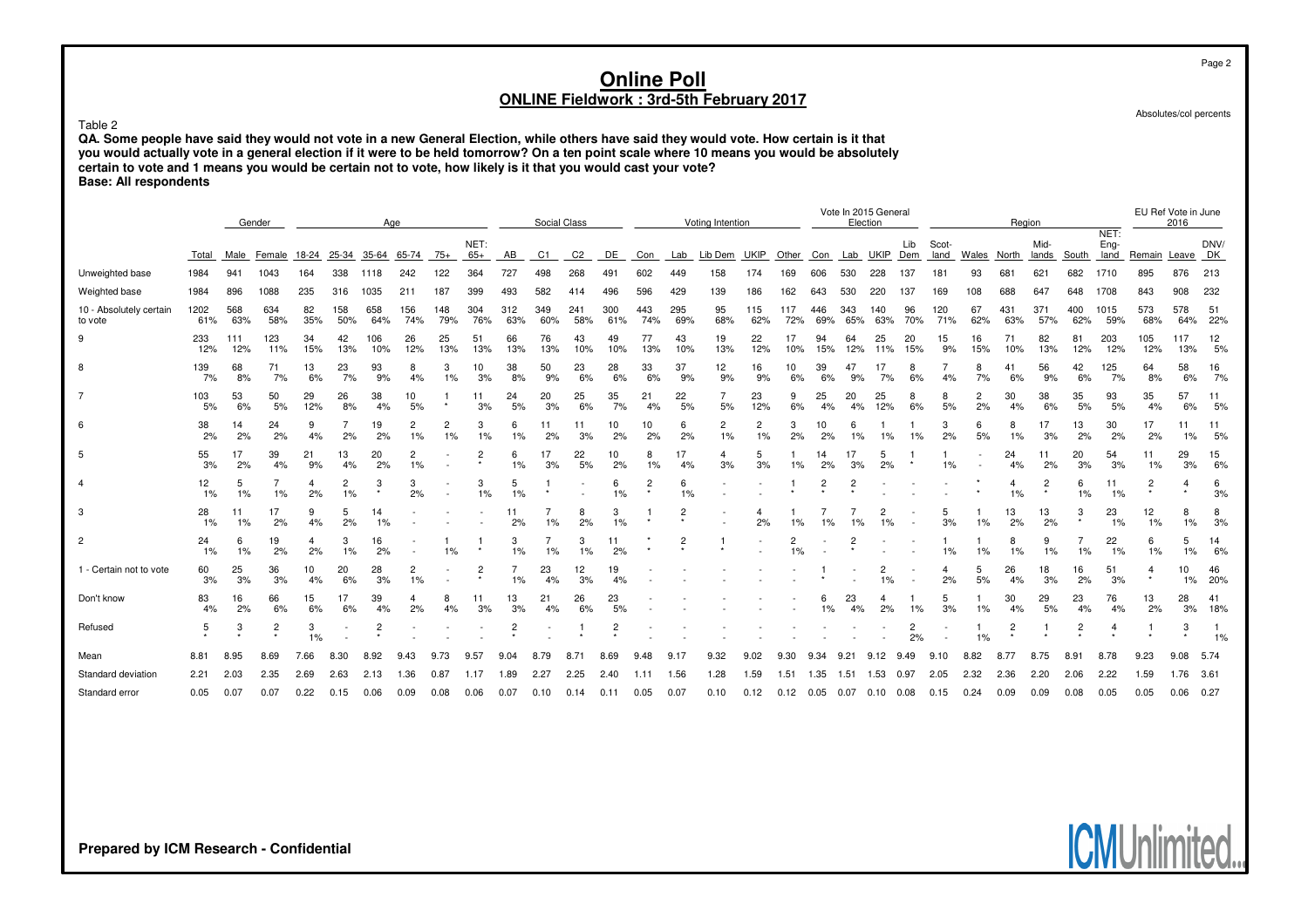Table 2

**QA. Some people have said they would not vote in a new General Election, while others have said they would vote. How certain is it that you would actually vote in a general election if it were to be held tomorrow? On a ten point scale where 10 means you would be absolutely certain to vote and 1 means you would be certain not to vote, how likely is it that you would cast your vote?**
**Base: All respondents**

| | | Gender | | Age | | | | | | Social Class | | | | Voting Intention | | | | | Vote In 2015 General Election | | | | Region | | | | | | EU Ref Vote in June 2016 | | |
|---|---|---|---|---|---|---|---|---|---|---|---|---|---|---|---|---|---|---|---|---|---|---|---|---|---|---|---|---|---|---|---|
| | Total | Male | Female | 18-24 | 25-34 | 35-64 | 65-74 | 75+ | NET: 65+ | AB | C1 | C2 | DE | Con | Lab | Lib Dem | UKIP | Other | Con | Lab | UKIP | Lib Dem | Scotland | Wales | North | Midlands | South | NET: England | Remain | Leave | DNV/DK |
| Unweighted base | 1984 | 941 | 1043 | 164 | 338 | 1118 | 242 | 122 | 364 | 727 | 498 | 268 | 491 | 602 | 449 | 158 | 174 | 169 | 606 | 530 | 228 | 137 | 181 | 93 | 681 | 621 | 682 | 1710 | 895 | 876 | 213 |
| Weighted base | 1984 | 896 | 1088 | 235 | 316 | 1035 | 211 | 187 | 399 | 493 | 582 | 414 | 496 | 596 | 429 | 139 | 186 | 162 | 643 | 530 | 220 | 137 | 169 | 108 | 688 | 647 | 648 | 1708 | 843 | 908 | 232 |
| 10 - Absolutely certain to vote | 1202 61% | 568 63% | 634 58% | 82 35% | 158 50% | 658 64% | 156 74% | 148 79% | 304 76% | 312 63% | 349 60% | 241 58% | 300 61% | 443 74% | 295 69% | 95 68% | 115 62% | 117 72% | 446 69% | 343 65% | 140 63% | 96 70% | 120 71% | 67 62% | 431 63% | 371 57% | 400 62% | 1015 59% | 573 68% | 578 64% | 51 22% |
| 9 | 233 12% | 111 12% | 123 11% | 34 15% | 42 13% | 106 10% | 26 12% | 25 13% | 51 13% | 66 13% | 76 13% | 43 10% | 49 10% | 77 13% | 43 10% | 19 13% | 22 12% | 17 10% | 94 15% | 64 12% | 25 11% | 20 15% | 15 9% | 16 15% | 71 10% | 82 13% | 81 12% | 203 12% | 105 12% | 117 13% | 12 5% |
| 8 | 139 7% | 68 8% | 71 7% | 13 6% | 23 7% | 93 9% | 8 4% | 3 1% | 10 3% | 38 8% | 50 9% | 23 6% | 28 6% | 33 6% | 37 9% | 12 9% | 16 9% | 10 6% | 39 6% | 47 9% | 17 7% | 8 6% | 7 4% | 8 7% | 41 6% | 56 9% | 42 6% | 125 7% | 64 8% | 58 6% | 16 7% |
| 7 | 103 5% | 53 6% | 50 5% | 29 12% | 26 8% | 38 4% | 10 5% | 1 * | 11 3% | 24 5% | 20 3% | 25 6% | 35 7% | 21 4% | 22 5% | 7 5% | 23 12% | 9 6% | 25 4% | 20 4% | 25 12% | 8 6% | 8 5% | 2 2% | 30 4% | 38 6% | 35 5% | 93 5% | 35 4% | 57 6% | 11 5% |
| 6 | 38 2% | 14 2% | 24 2% | 9 4% | 7 2% | 19 2% | 2 1% | 2 1% | 3 1% | 6 1% | 11 2% | 11 3% | 10 2% | 10 2% | 6 2% | 2 1% | 2 1% | 3 2% | 10 2% | 6 1% | 1 1% | 1 1% | 3 2% | 6 5% | 8 1% | 17 3% | 13 2% | 30 2% | 17 2% | 11 1% | 11 5% |
| 5 | 55 3% | 17 2% | 39 4% | 21 9% | 13 4% | 20 2% | 2 1% | - | 2 * | 6 1% | 17 3% | 22 5% | 10 2% | 8 1% | 17 4% | 4 3% | 5 3% | 1 1% | 14 2% | 17 3% | 5 2% | 1 * | 1 1% | - | 24 4% | 11 2% | 20 3% | 54 3% | 11 1% | 29 3% | 15 6% |
| 4 | 12 1% | 5 1% | 7 1% | 4 2% | 2 1% | 3 * | 3 2% | - | 3 1% | 5 1% | 1 * | - | 6 1% | 2 * | 6 1% | - | - | 1 * | 2 * | 2 * | - | - | - | * * | 4 1% | 2 * | 6 1% | 11 1% | 2 * | 4 * | 6 3% |
| 3 | 28 1% | 11 1% | 17 2% | 9 4% | 5 2% | 14 1% | - | - | - | 11 2% | 7 1% | 8 2% | 3 1% | 1 * | 2 * | - | 4 2% | 1 1% | 7 1% | 7 1% | 2 1% | - | 5 3% | 1 1% | 13 2% | 13 2% | 3 * | 23 1% | 12 1% | 8 1% | 8 3% |
| 2 | 24 1% | 6 1% | 19 2% | 4 2% | 3 1% | 16 2% | - | 1 1% | 1 * | 3 1% | 7 1% | 3 1% | 11 2% | * * | 2 * | 1 * | - | 2 1% | - | 2 * | - | - | 1 1% | 1 1% | 8 1% | 9 1% | 7 1% | 22 1% | 6 1% | 5 1% | 14 6% |
| 1 - Certain not to vote | 60 3% | 25 3% | 36 3% | 10 4% | 20 6% | 28 3% | 2 1% | - | 2 * | 7 1% | 23 4% | 12 3% | 19 4% | - | - | - | - | - | 1 * | - | 2 1% | - | 4 2% | 5 5% | 26 4% | 18 3% | 16 2% | 51 3% | 4 * | 10 1% | 46 20% |
| Don't know | 83 4% | 16 2% | 66 6% | 15 6% | 17 6% | 39 4% | 4 2% | 8 4% | 11 3% | 13 3% | 21 4% | 26 6% | 23 5% | - | - | - | - | - | 6 1% | 23 4% | 4 2% | 1 1% | 5 3% | 1 1% | 30 4% | 29 5% | 23 4% | 76 4% | 13 2% | 28 3% | 41 18% |
| Refused | 5 * | 3 * | 2 * | 3 1% | - | 2 * | - | - | - | 2 * | - | 1 * | 2 * | - | - | - | - | - | - | - | - | 2 2% | - | 1 1% | 2 * | 1 * | 2 * | 4 * | 1 * | 3 * | 1 1% |
| Mean | 8.81 | 8.95 | 8.69 | 7.66 | 8.30 | 8.92 | 9.43 | 9.73 | 9.57 | 9.04 | 8.79 | 8.71 | 8.69 | 9.48 | 9.17 | 9.32 | 9.02 | 9.30 | 9.34 | 9.21 | 9.12 | 9.49 | 9.10 | 8.82 | 8.77 | 8.75 | 8.91 | 8.78 | 9.23 | 9.08 | 5.74 |
| Standard deviation | 2.21 | 2.03 | 2.35 | 2.69 | 2.63 | 2.13 | 1.36 | 0.87 | 1.17 | 1.89 | 2.27 | 2.25 | 2.40 | 1.11 | 1.56 | 1.28 | 1.59 | 1.51 | 1.35 | 1.51 | 1.53 | 0.97 | 2.05 | 2.32 | 2.36 | 2.20 | 2.06 | 2.22 | 1.59 | 1.76 | 3.61 |
| Standard error | 0.05 | 0.07 | 0.07 | 0.22 | 0.15 | 0.06 | 0.09 | 0.08 | 0.06 | 0.07 | 0.10 | 0.14 | 0.11 | 0.05 | 0.07 | 0.10 | 0.12 | 0.12 | 0.05 | 0.07 | 0.10 | 0.08 | 0.15 | 0.24 | 0.09 | 0.09 | 0.08 | 0.05 | 0.05 | 0.06 | 0.27 |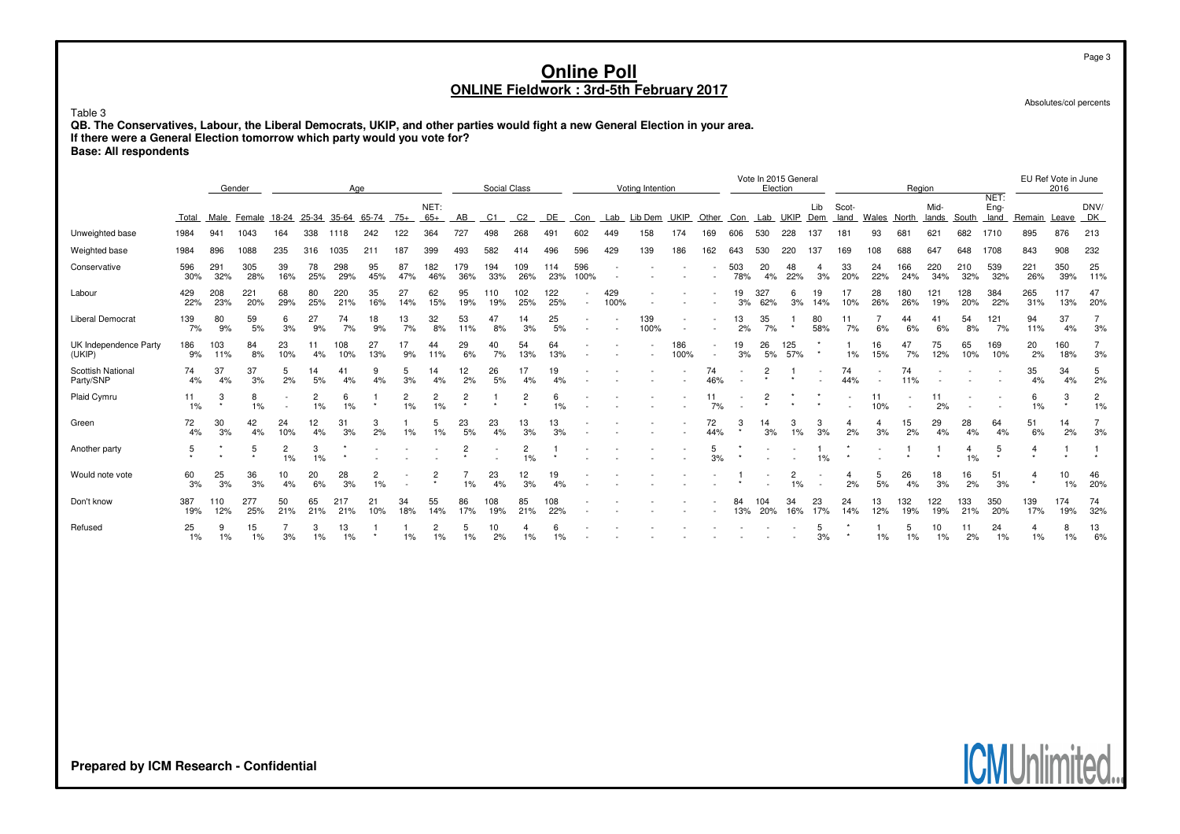# Online Poll
## ONLINE Fieldwork : 3rd-5th February 2017

Absolutes/col percents

Table 3

**QB. The Conservatives, Labour, the Liberal Democrats, UKIP, and other parties would fight a new General Election in your area.**
**If there were a General Election tomorrow which party would you vote for?**
**Base: All respondents**

| | Total | Gender | | Age | | | | | | Social Class | | | | Voting Intention | | | | | Vote In 2015 General Election | | | | Region | | | | | | EU Ref Vote in June 2016 | | |
|---|---|---|---|---|---|---|---|---|---|---|---|---|---|---|---|---|---|---|---|---|---|---|---|---|---|---|---|---|---|---|---|
| | Total | Male | Female | 18-24 | 25-34 | 35-64 | 65-74 | 75+ | NET: 65+ | AB | C1 | C2 | DE | Con | Lab | Lib Dem | UKIP | Other | Con | Lab | UKIP | Lib Dem | Scot-land | Wales | North | Mid-lands | South | NET: Eng-land | Remain | Leave | DNV/ DK |
| Unweighted base | 1984 | 941 | 1043 | 164 | 338 | 1118 | 242 | 122 | 364 | 727 | 498 | 268 | 491 | 602 | 449 | 158 | 174 | 169 | 606 | 530 | 228 | 137 | 181 | 93 | 681 | 621 | 682 | 1710 | 895 | 876 | 213 |
| Weighted base | 1984 | 896 | 1088 | 235 | 316 | 1035 | 211 | 187 | 399 | 493 | 582 | 414 | 496 | 596 | 429 | 139 | 186 | 162 | 643 | 530 | 220 | 137 | 169 | 108 | 688 | 647 | 648 | 1708 | 843 | 908 | 232 |
| Conservative | 596 30% | 291 32% | 305 28% | 39 16% | 78 25% | 298 29% | 95 45% | 87 47% | 182 46% | 179 36% | 194 33% | 109 26% | 114 23% | 596 100% | - | - | - | - | 503 78% | 20 4% | 48 22% | 4 3% | 33 20% | 24 22% | 166 24% | 220 34% | 210 32% | 539 32% | 221 26% | 350 39% | 25 11% |
| Labour | 429 22% | 208 23% | 221 20% | 68 29% | 80 25% | 220 21% | 35 16% | 27 14% | 62 15% | 95 19% | 110 19% | 102 25% | 122 25% | - | 429 100% | - | - | - | 19 3% | 327 62% | 6 3% | 19 14% | 17 10% | 28 26% | 180 26% | 121 19% | 128 20% | 384 22% | 265 31% | 117 13% | 47 20% |
| Liberal Democrat | 139 7% | 80 9% | 59 5% | 6 3% | 27 9% | 74 7% | 18 9% | 13 7% | 32 8% | 53 11% | 47 8% | 14 3% | 25 5% | - | - | 139 100% | - | - | 13 2% | 35 7% | 1 * | 80 58% | 11 7% | 7 6% | 44 6% | 41 6% | 54 8% | 121 7% | 94 11% | 37 4% | 7 3% |
| UK Independence Party (UKIP) | 186 9% | 103 11% | 84 8% | 23 10% | 11 4% | 108 10% | 27 13% | 17 9% | 44 11% | 29 6% | 40 7% | 54 13% | 64 13% | - | - | - | 186 100% | - | 19 3% | 26 5% | 125 57% | * * | 1 1% | 16 15% | 47 7% | 75 12% | 65 10% | 169 10% | 20 2% | 160 18% | 7 3% |
| Scottish National Party/SNP | 74 4% | 37 4% | 37 3% | 5 2% | 14 5% | 41 4% | 9 4% | 5 3% | 14 4% | 12 2% | 26 5% | 17 4% | 19 4% | - | - | - | - | 74 46% | - | 2 * | 1 * | - | 74 44% | - | 74 11% | - | - | - | 35 4% | 34 4% | 5 2% |
| Plaid Cymru | 11 1% | 3 * | 8 1% | - | 2 1% | 6 1% | 1 * | 2 1% | 2 1% | 2 * | 1 * | 2 * | 6 1% | - | - | - | - | 11 7% | - | 2 * | * | * | - | 11 10% | - | 11 2% | - | - | 6 1% | 3 * | 2 1% |
| Green | 72 4% | 30 3% | 42 4% | 24 10% | 12 4% | 31 3% | 3 2% | 1 1% | 5 1% | 23 5% | 23 4% | 13 3% | 13 3% | - | - | - | - | 72 44% | 3 * | 14 3% | 3 1% | 3 3% | 4 2% | 4 3% | 15 2% | 29 4% | 28 4% | 64 4% | 51 6% | 14 2% | 7 3% |
| Another party | 5 * | * * | 5 * | 2 1% | 3 1% | * * | - | - | - | 2 * | - | 2 1% | 1 * | - | - | - | - | 5 3% | * | - | - | 1 1% | * | - | 1 * | 1 * | 4 1% | 5 * | 4 * | 1 * | 1 * |
| Would note vote | 60 3% | 25 3% | 36 3% | 10 4% | 20 6% | 28 3% | 2 1% | - | 2 * | 7 1% | 23 4% | 12 3% | 19 4% | - | - | - | - | - | 1 * | - | 2 1% | - | 4 2% | 5 5% | 26 4% | 18 3% | 16 2% | 51 3% | 4 * | 10 1% | 46 20% |
| Don't know | 387 19% | 110 12% | 277 25% | 50 21% | 65 21% | 217 21% | 21 10% | 34 18% | 55 14% | 86 17% | 108 19% | 85 21% | 108 22% | - | - | - | - | - | 84 13% | 104 20% | 34 16% | 23 17% | 24 14% | 13 12% | 132 19% | 122 19% | 133 21% | 350 20% | 139 17% | 174 19% | 74 32% |
| Refused | 25 1% | 9 1% | 15 1% | 7 3% | 3 1% | 13 1% | 1 * | 1 1% | 2 1% | 5 1% | 10 2% | 4 1% | 6 1% | - | - | - | - | - | - | - | - | 5 3% | * | 1 1% | 5 1% | 10 1% | 11 2% | 24 1% | 4 1% | 8 1% | 13 6% |

Prepared by ICM Research - Confidential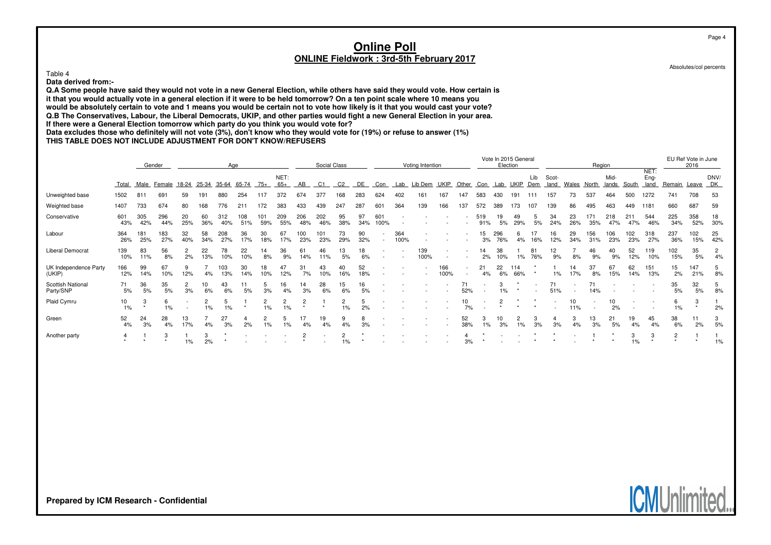# Online Poll

## ONLINE Fieldwork : 3rd-5th February 2017

Absolutes/col percents

Table 4

**Data derived from:-**

**Q.A Some people have said they would not vote in a new General Election, while others have said they would vote. How certain is it that you would actually vote in a general election if it were to be held tomorrow? On a ten point scale where 10 means you would be absolutely certain to vote and 1 means you would be certain not to vote how likely is it that you would cast your vote?**
**Q.B The Conservatives, Labour, the Liberal Democrats, UKIP, and other parties would fight a new General Election in your area. If there were a General Election tomorrow which party do you think you would vote for?**
**Data excludes those who definitely will not vote (3%), don't know who they would vote for (19%) or refuse to answer (1%)**
**THIS TABLE DOES NOT INCLUDE ADJUSTMENT FOR DON'T KNOW/REFUSERS**

| | | Gender | | Age | | | | | | Social Class | | | | Voting Intention | | | | | Vote In 2015 General Election | | | | Region | | | | | | EU Ref Vote in June 2016 | | |
|---|---|---|---|---|---|---|---|---|---|---|---|---|---|---|---|---|---|---|---|---|---|---|---|---|---|---|---|---|---|---|---|
| | Total | Male | Female | 18-24 | 25-34 | 35-64 | 65-74 | 75+ | NET: 65+ | AB | C1 | C2 | DE | Con | Lab | Lib Dem | UKIP | Other | Con | Lab | UKIP | Lib Dem | Scot-land | Wales | North | Mid-lands | South | NET: Eng-land | Remain | Leave | DNV/DK |
| Unweighted base | 1502 | 811 | 691 | 59 | 191 | 880 | 254 | 117 | 372 | 674 | 377 | 168 | 283 | 624 | 402 | 161 | 167 | 147 | 583 | 430 | 191 | 111 | 157 | 73 | 537 | 464 | 500 | 1272 | 741 | 708 | 53 |
| Weighted base | 1407 | 733 | 674 | 80 | 168 | 776 | 211 | 172 | 383 | 433 | 439 | 247 | 287 | 601 | 364 | 139 | 166 | 137 | 572 | 389 | 173 | 107 | 139 | 86 | 495 | 463 | 449 | 1181 | 660 | 687 | 59 |
| Conservative | 601 | 305 | 296 | 20 | 60 | 312 | 108 | 101 | 209 | 206 | 202 | 95 | 97 | 601 | - | - | - | - | 519 | 19 | 49 | 5 | 34 | 23 | 171 | 218 | 211 | 544 | 225 | 358 | 18 |
| | 43% | 42% | 44% | 25% | 36% | 40% | 51% | 59% | 55% | 48% | 46% | 38% | 34% | 100% | - | - | - | - | 91% | 5% | 29% | 5% | 24% | 26% | 35% | 47% | 47% | 46% | 34% | 52% | 30% |
| Labour | 364 | 181 | 183 | 32 | 58 | 208 | 36 | 30 | 67 | 100 | 101 | 73 | 90 | - | 364 | - | - | - | 15 | 296 | 6 | 17 | 16 | 29 | 156 | 106 | 102 | 318 | 237 | 102 | 25 |
| | 26% | 25% | 27% | 40% | 34% | 27% | 17% | 18% | 17% | 23% | 23% | 29% | 32% | - | 100% | - | - | - | 3% | 76% | 4% | 16% | 12% | 34% | 31% | 23% | 23% | 27% | 36% | 15% | 42% |
| Liberal Democrat | 139 | 83 | 56 | 2 | 22 | 78 | 22 | 14 | 36 | 61 | 46 | 13 | 18 | - | - | 139 | - | - | 14 | 38 | 1 | 81 | 12 | 7 | 46 | 40 | 52 | 119 | 102 | 35 | 2 |
| | 10% | 11% | 8% | 2% | 13% | 10% | 10% | 8% | 9% | 14% | 11% | 5% | 6% | - | - | 100% | - | - | 2% | 10% | 1% | 76% | 9% | 8% | 9% | 9% | 12% | 10% | 15% | 5% | 4% |
| UK Independence Party (UKIP) | 166 | 99 | 67 | 9 | 7 | 103 | 30 | 18 | 47 | 31 | 43 | 40 | 52 | - | - | - | 166 | - | 21 | 22 | 114 | * | 1 | 14 | 37 | 67 | 62 | 151 | 15 | 147 | 5 |
| | 12% | 14% | 10% | 12% | 4% | 13% | 14% | 10% | 12% | 7% | 10% | 16% | 18% | - | - | - | 100% | - | 4% | 6% | 66% | * | 1% | 17% | 8% | 15% | 14% | 13% | 2% | 21% | 8% |
| Scottish National Party/SNP | 71 | 36 | 35 | 2 | 10 | 43 | 11 | 5 | 16 | 14 | 28 | 15 | 16 | - | - | - | - | 71 | - | 3 | * | - | 71 | - | 71 | - | - | - | 35 | 32 | 5 |
| | 5% | 5% | 5% | 3% | 6% | 6% | 5% | 3% | 4% | 3% | 6% | 6% | 5% | - | - | - | - | 52% | - | 1% | * | - | 51% | - | 14% | - | - | - | 5% | 5% | 8% |
| Plaid Cymru | 10 | 3 | 6 | - | 2 | 5 | 1 | 2 | 2 | 2 | 1 | 2 | 5 | - | - | - | - | 10 | - | 2 | * | * | - | 10 | - | 10 | - | - | 6 | 3 | 1 |
| | 1% | * | 1% | - | 1% | 1% | * | 1% | 1% | * | * | 1% | 2% | - | - | - | - | 7% | - | * | * | * | - | 11% | - | 2% | - | - | 1% | * | 2% |
| Green | 52 | 24 | 28 | 13 | 7 | 27 | 4 | 2 | 5 | 17 | 19 | 9 | 8 | - | - | - | - | 52 | 3 | 10 | 2 | 3 | 4 | 3 | 13 | 21 | 19 | 45 | 38 | 11 | 3 |
| | 4% | 3% | 4% | 17% | 4% | 3% | 2% | 1% | 1% | 4% | 4% | 4% | 3% | - | - | - | - | 38% | 1% | 3% | 1% | 3% | 3% | 4% | 3% | 5% | 4% | 4% | 6% | 2% | 5% |
| Another party | 4 | 1 | 3 | 1 | 3 | * | - | - | - | 2 | - | 2 | * | - | - | - | - | 4 | * | - | - | * | * | - | 1 | * | 3 | 3 | 2 | 1 | 1 |
| | * | * | * | 1% | 2% | * | - | - | - | * | - | 1% | * | - | - | - | - | 3% | * | - | - | * | * | - | * | * | 1% | * | * | * | 1% |

Prepared by ICM Research - Confidential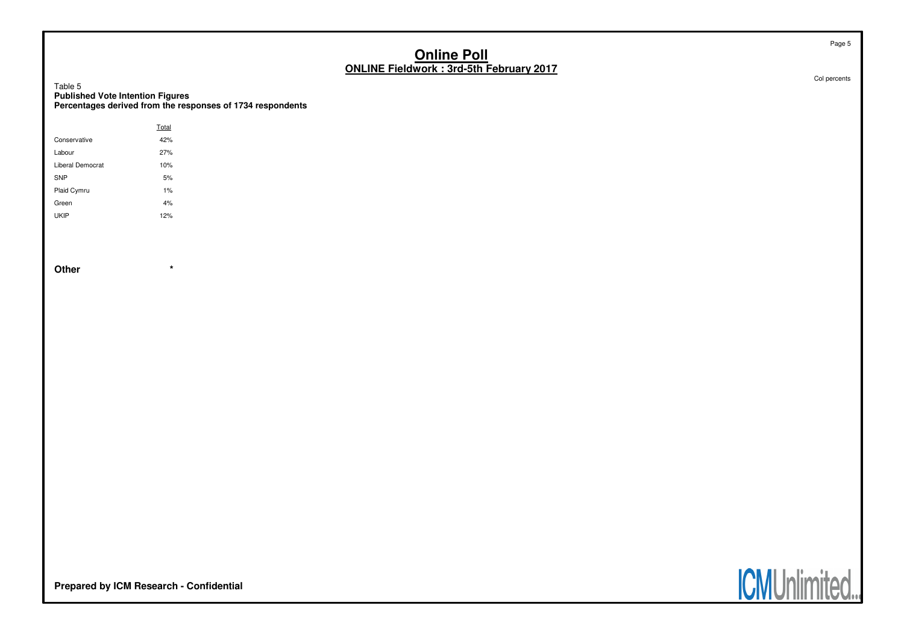# Online Poll

## ONLINE Fieldwork : 3rd-5th February 2017

Col percents

Table 5

**Published Vote Intention Figures**

**Percentages derived from the responses of 1734 respondents**

| | Total |
|---|---|
| Conservative | 42% |
| Labour | 27% |
| Liberal Democrat | 10% |
| SNP | 5% |
| Plaid Cymru | 1% |
| Green | 4% |
| UKIP | 12% |
| **Other** | * |

**Prepared by ICM Research - Confidential**

ICMUnlimited...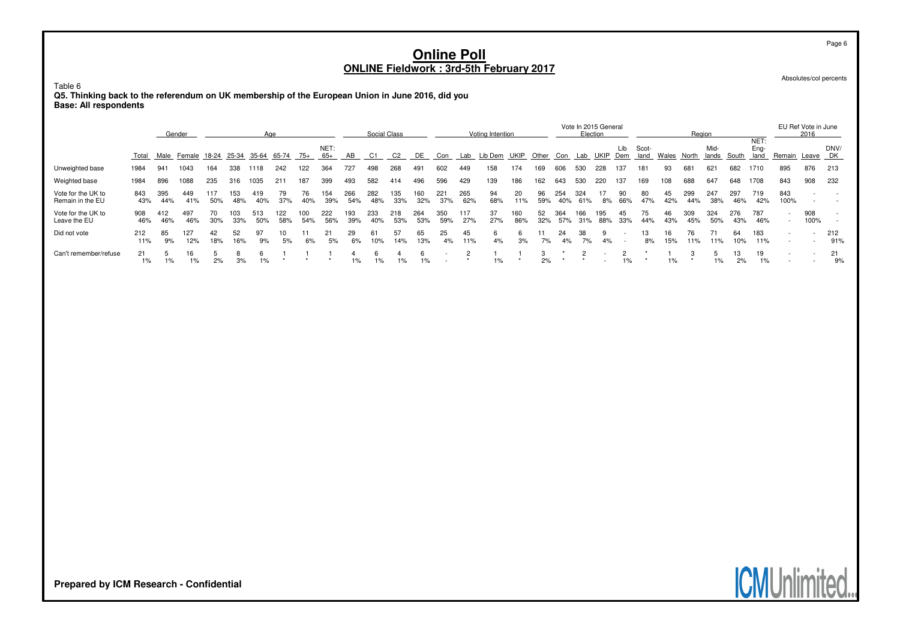# Online Poll
## ONLINE Fieldwork : 3rd-5th February 2017

Absolutes/col percents

Table 6
**Q5. Thinking back to the referendum on UK membership of the European Union in June 2016, did you**
**Base: All respondents**

| | | Gender | | Age | | | | | | Social Class | | | | Voting Intention | | | | | Vote In 2015 General Election | | | | Region | | | | | | EU Ref Vote in June 2016 | | |
|---|---|---|---|---|---|---|---|---|---|---|---|---|---|---|---|---|---|---|---|---|---|---|---|---|---|---|---|---|---|---|---|
| | Total | Male | Female | 18-24 | 25-34 | 35-64 | 65-74 | 75+ | NET: 65+ | AB | C1 | C2 | DE | Con | Lab | Lib Dem | UKIP | Other | Con | Lab | UKIP | Lib Dem | Scot-land | Wales | North | Mid-lands | South | NET: Eng-land | Remain | Leave | DNV/ DK |
| Unweighted base | 1984 | 941 | 1043 | 164 | 338 | 1118 | 242 | 122 | 364 | 727 | 498 | 268 | 491 | 602 | 449 | 158 | 174 | 169 | 606 | 530 | 228 | 137 | 181 | 93 | 681 | 621 | 682 | 1710 | 895 | 876 | 213 |
| Weighted base | 1984 | 896 | 1088 | 235 | 316 | 1035 | 211 | 187 | 399 | 493 | 582 | 414 | 496 | 596 | 429 | 139 | 186 | 162 | 643 | 530 | 220 | 137 | 169 | 108 | 688 | 647 | 648 | 1708 | 843 | 908 | 232 |
| Vote for the UK to Remain in the EU | 843 43% | 395 44% | 449 41% | 117 50% | 153 48% | 419 40% | 79 37% | 76 40% | 154 39% | 266 54% | 282 48% | 135 33% | 160 32% | 221 37% | 265 62% | 94 68% | 20 11% | 96 59% | 254 40% | 324 61% | 17 8% | 90 66% | 80 47% | 45 42% | 299 44% | 247 38% | 297 46% | 719 42% | 843 100% | - - | - - |
| Vote for the UK to Leave the EU | 908 46% | 412 46% | 497 46% | 70 30% | 103 33% | 513 50% | 122 58% | 100 54% | 222 56% | 193 39% | 233 40% | 218 53% | 264 53% | 350 59% | 117 27% | 37 27% | 160 86% | 52 32% | 364 57% | 166 31% | 195 88% | 45 33% | 75 44% | 46 43% | 309 45% | 324 50% | 276 43% | 787 46% | - - | 908 100% | - - |
| Did not vote | 212 11% | 85 9% | 127 12% | 42 18% | 52 16% | 97 9% | 10 5% | 11 6% | 21 5% | 29 6% | 61 10% | 57 14% | 65 13% | 25 4% | 45 11% | 6 4% | 6 3% | 11 7% | 24 4% | 38 7% | 9 4% | - - | 13 8% | 16 15% | 76 11% | 71 11% | 64 10% | 183 11% | - - | - - | 212 91% |
| Can't remember/refuse | 21 1% | 5 1% | 16 1% | 5 2% | 8 3% | 6 1% | 1 * | 1 * | 1 * | 4 1% | 6 1% | 4 1% | 6 1% | - - | 2 * | 1 1% | 1 * | 3 2% | * * | 2 * | - - | 2 1% | * * | 1 1% | 3 * | 5 1% | 13 2% | 19 1% | - - | - - | 21 9% |

Prepared by ICM Research - Confidential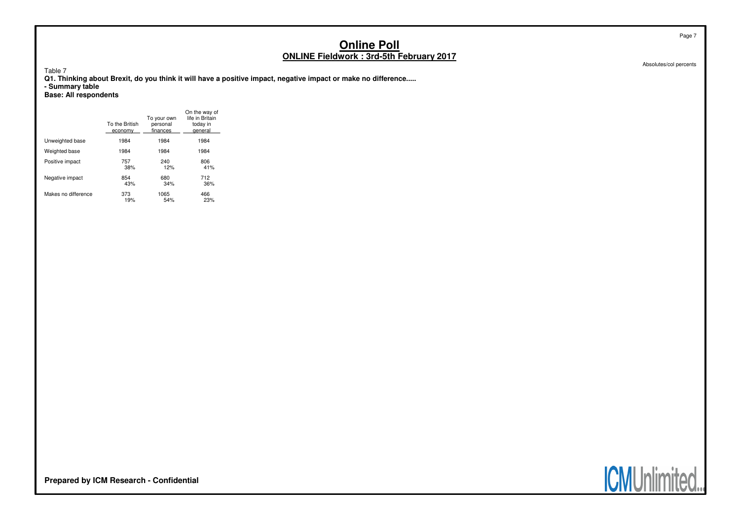# Online Poll

## ONLINE Fieldwork : 3rd-5th February 2017

Absolutes/col percents

Table 7

**Q1. Thinking about Brexit, do you think it will have a positive impact, negative impact or make no difference.....**
**- Summary table**
**Base: All respondents**

| | To the British economy | To your own personal finances | On the way of life in Britain today in general |
|---|---|---|---|
| Unweighted base | 1984 | 1984 | 1984 |
| Weighted base | 1984 | 1984 | 1984 |
| Positive impact | 757<br>38% | 240<br>12% | 806<br>41% |
| Negative impact | 854<br>43% | 680<br>34% | 712<br>36% |
| Makes no difference | 373<br>19% | 1065<br>54% | 466<br>23% |

**Prepared by ICM Research - Confidential**

ICMUnlimited...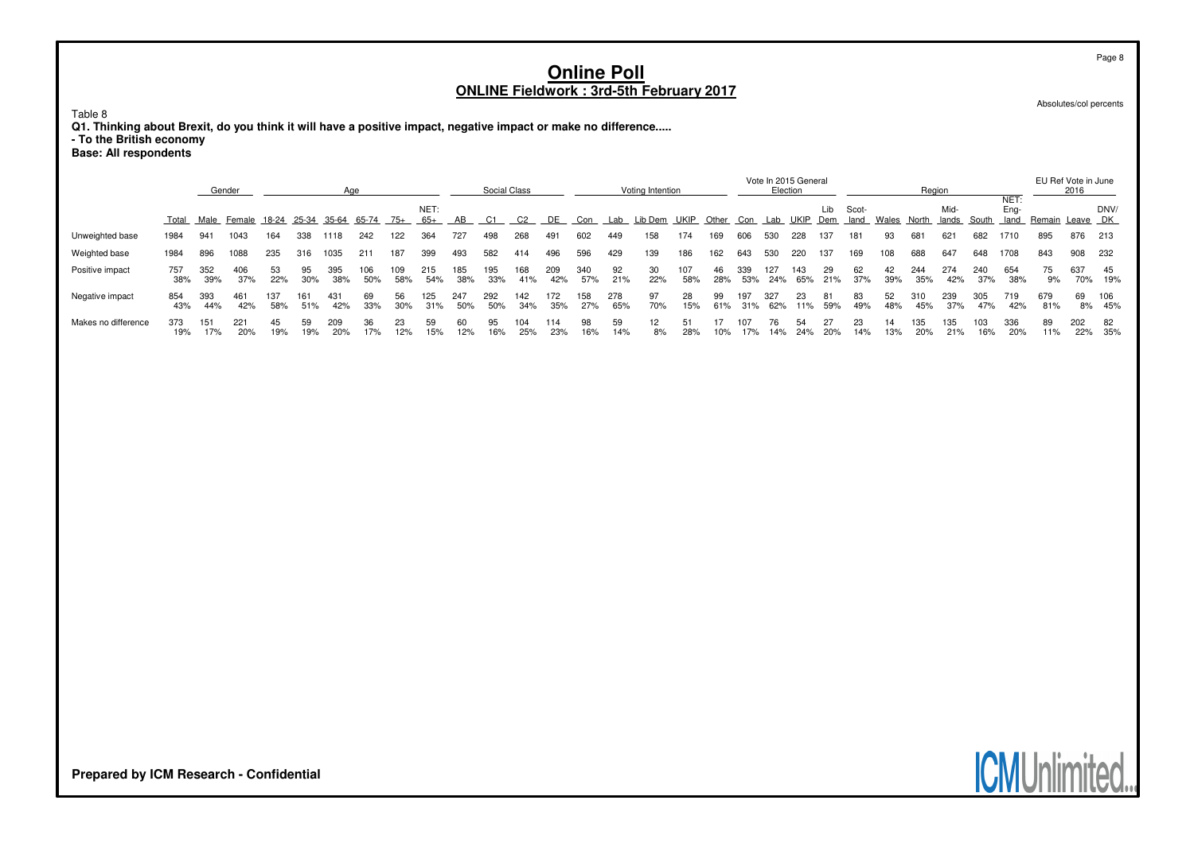# Online Poll

## ONLINE Fieldwork : 3rd-5th February 2017

Absolutes/col percents

Table 8

**Q1. Thinking about Brexit, do you think it will have a positive impact, negative impact or make no difference.....**
**- To the British economy**
**Base: All respondents**

| | | Gender | | Age | | | | | | Social Class | | | | Voting Intention | | | | | Vote In 2015 General Election | | | | Region | | | | | | EU Ref Vote in June 2016 | | |
|---|---|---|---|---|---|---|---|---|---|---|---|---|---|---|---|---|---|---|---|---|---|---|---|---|---|---|---|---|---|---|---|
| | Total | Male | Female | 18-24 | 25-34 | 35-64 | 65-74 | 75+ | NET: 65+ | AB | C1 | C2 | DE | Con | Lab | Lib Dem | UKIP | Other | Con | Lab | UKIP | Lib Dem | Scot-land | Wales | North | Mid-lands | South | NET: Eng-land | Remain | Leave | DNV/ DK |
| Unweighted base | 1984 | 941 | 1043 | 164 | 338 | 1118 | 242 | 122 | 364 | 727 | 498 | 268 | 491 | 602 | 449 | 158 | 174 | 169 | 606 | 530 | 228 | 137 | 181 | 93 | 681 | 621 | 682 | 1710 | 895 | 876 | 213 |
| Weighted base | 1984 | 896 | 1088 | 235 | 316 | 1035 | 211 | 187 | 399 | 493 | 582 | 414 | 496 | 596 | 429 | 139 | 186 | 162 | 643 | 530 | 220 | 137 | 169 | 108 | 688 | 647 | 648 | 1708 | 843 | 908 | 232 |
| Positive impact | 757 | 352 | 406 | 53 | 95 | 395 | 106 | 109 | 215 | 185 | 195 | 168 | 209 | 340 | 92 | 30 | 107 | 46 | 339 | 127 | 143 | 29 | 62 | 42 | 244 | 274 | 240 | 654 | 75 | 637 | 45 |
| | 38% | 39% | 37% | 22% | 30% | 38% | 50% | 58% | 54% | 38% | 33% | 41% | 42% | 57% | 21% | 22% | 58% | 28% | 53% | 24% | 65% | 21% | 37% | 39% | 35% | 42% | 37% | 38% | 9% | 70% | 19% |
| Negative impact | 854 | 393 | 461 | 137 | 161 | 431 | 69 | 56 | 125 | 247 | 292 | 142 | 172 | 158 | 278 | 97 | 28 | 99 | 197 | 327 | 23 | 81 | 83 | 52 | 310 | 239 | 305 | 719 | 679 | 69 | 106 |
| | 43% | 44% | 42% | 58% | 51% | 42% | 33% | 30% | 31% | 50% | 50% | 34% | 35% | 27% | 65% | 70% | 15% | 61% | 31% | 62% | 11% | 59% | 49% | 48% | 45% | 37% | 47% | 42% | 81% | 8% | 45% |
| Makes no difference | 373 | 151 | 221 | 45 | 59 | 209 | 36 | 23 | 59 | 60 | 95 | 104 | 114 | 98 | 59 | 12 | 51 | 17 | 107 | 76 | 54 | 27 | 23 | 14 | 135 | 135 | 103 | 336 | 89 | 202 | 82 |
| | 19% | 17% | 20% | 19% | 19% | 20% | 17% | 12% | 15% | 12% | 16% | 25% | 23% | 16% | 14% | 8% | 28% | 10% | 17% | 14% | 24% | 20% | 14% | 13% | 20% | 21% | 16% | 20% | 11% | 22% | 35% |

Prepared by ICM Research - Confidential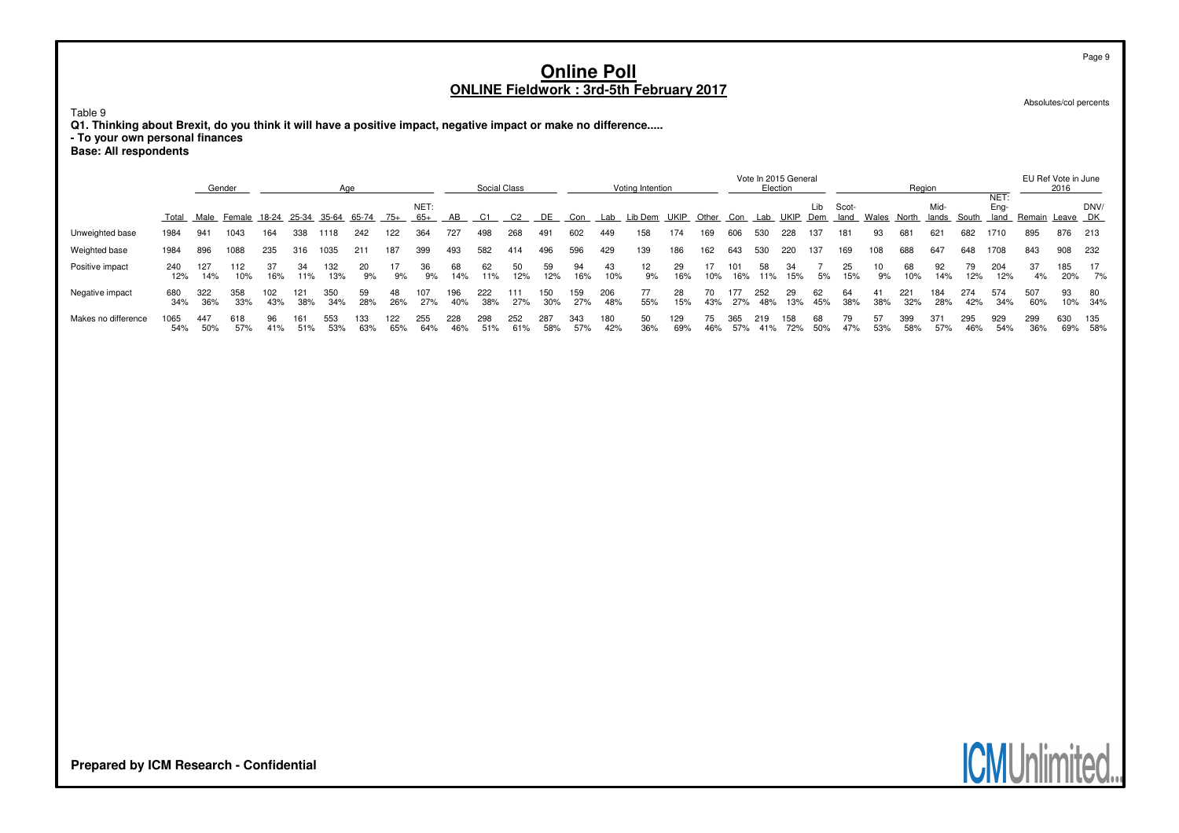# Online Poll

## ONLINE Fieldwork : 3rd-5th February 2017

Absolutes/col percents

Table 9

**Q1. Thinking about Brexit, do you think it will have a positive impact, negative impact or make no difference.....**

**- To your own personal finances**

**Base: All respondents**

| | | Gender | | Age | | | | | | Social Class | | | | Voting Intention | | | | | Vote In 2015 General Election | | | | Region | | | | | | EU Ref Vote in June 2016 | | |
|---|---|---|---|---|---|---|---|---|---|---|---|---|---|---|---|---|---|---|---|---|---|---|---|---|---|---|---|---|---|---|---|
| | Total | Male | Female | 18-24 | 25-34 | 35-64 | 65-74 | 75+ | NET: 65+ | AB | C1 | C2 | DE | Con | Lab | Lib Dem | UKIP | Other | Con | Lab | UKIP | Lib Dem | Scot-land | Wales | North | Mid-lands | South | NET: Eng-land | Remain | Leave | DNV/ DK |
| Unweighted base | 1984 | 941 | 1043 | 164 | 338 | 1118 | 242 | 122 | 364 | 727 | 498 | 268 | 491 | 602 | 449 | 158 | 174 | 169 | 606 | 530 | 228 | 137 | 181 | 93 | 681 | 621 | 682 | 1710 | 895 | 876 | 213 |
| Weighted base | 1984 | 896 | 1088 | 235 | 316 | 1035 | 211 | 187 | 399 | 493 | 582 | 414 | 496 | 596 | 429 | 139 | 186 | 162 | 643 | 530 | 220 | 137 | 169 | 108 | 688 | 647 | 648 | 1708 | 843 | 908 | 232 |
| Positive impact | 240 | 127 | 112 | 37 | 34 | 132 | 20 | 17 | 36 | 68 | 62 | 50 | 59 | 94 | 43 | 12 | 29 | 17 | 101 | 58 | 34 | 7 | 25 | 10 | 68 | 92 | 79 | 204 | 37 | 185 | 17 |
| | 12% | 14% | 10% | 16% | 11% | 13% | 9% | 9% | 9% | 14% | 11% | 12% | 12% | 16% | 10% | 9% | 16% | 10% | 16% | 11% | 15% | 5% | 15% | 9% | 10% | 14% | 12% | 12% | 4% | 20% | 7% |
| Negative impact | 680 | 322 | 358 | 102 | 121 | 350 | 59 | 48 | 107 | 196 | 222 | 111 | 150 | 159 | 206 | 77 | 28 | 70 | 177 | 252 | 29 | 62 | 64 | 41 | 221 | 184 | 274 | 574 | 507 | 93 | 80 |
| | 34% | 36% | 33% | 43% | 38% | 34% | 28% | 26% | 27% | 40% | 38% | 27% | 30% | 27% | 48% | 55% | 15% | 43% | 27% | 48% | 13% | 45% | 38% | 38% | 32% | 28% | 42% | 34% | 60% | 10% | 34% |
| Makes no difference | 1065 | 447 | 618 | 96 | 161 | 553 | 133 | 122 | 255 | 228 | 298 | 252 | 287 | 343 | 180 | 50 | 129 | 75 | 365 | 219 | 158 | 68 | 79 | 57 | 399 | 371 | 295 | 929 | 299 | 630 | 135 |
| | 54% | 50% | 57% | 41% | 51% | 53% | 63% | 65% | 64% | 46% | 51% | 61% | 58% | 57% | 42% | 36% | 69% | 46% | 57% | 41% | 72% | 50% | 47% | 53% | 58% | 57% | 46% | 54% | 36% | 69% | 58% |

**Prepared by ICM Research - Confidential**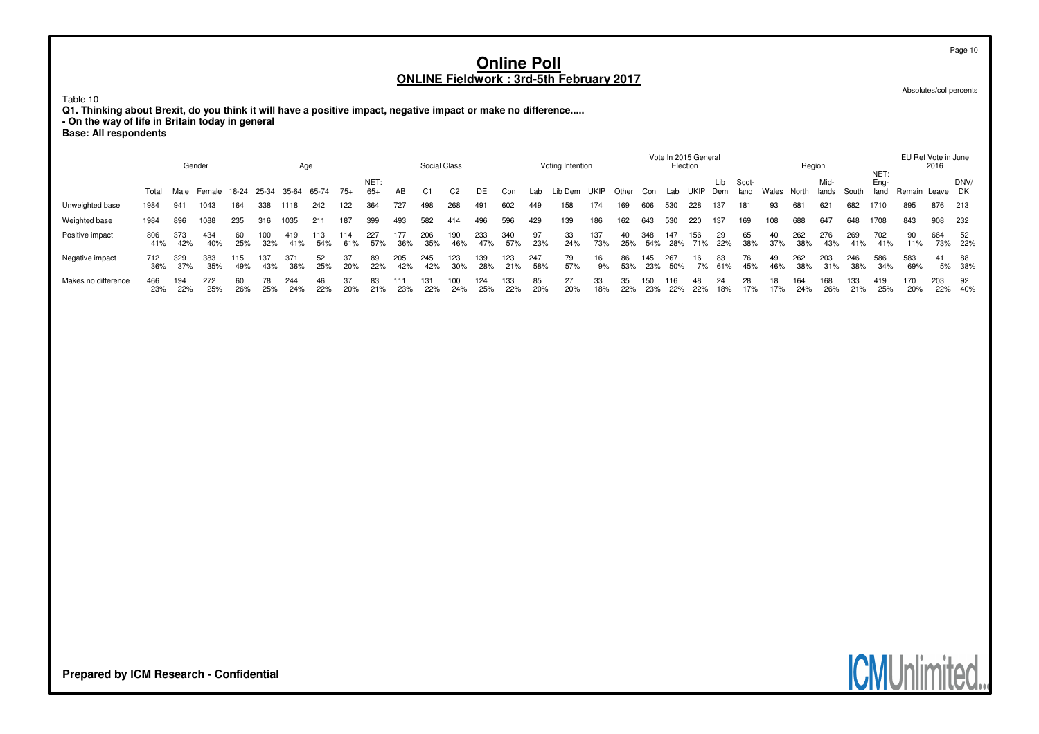# Online Poll

## ONLINE Fieldwork : 3rd-5th February 2017

Absolutes/col percents

Table 10

**Q1. Thinking about Brexit, do you think it will have a positive impact, negative impact or make no difference.....**
**- On the way of life in Britain today in general**
**Base: All respondents**

| | | Gender | | Age | | | | | | Social Class | | | | Voting Intention | | | | | Vote In 2015 General Election | | | | Region | | | | | | EU Ref Vote in June 2016 | | |
|---|---|---|---|---|---|---|---|---|---|---|---|---|---|---|---|---|---|---|---|---|---|---|---|---|---|---|---|---|---|---|---|
| | Total | Male | Female | 18-24 | 25-34 | 35-64 | 65-74 | 75+ | NET: 65+ | AB | C1 | C2 | DE | Con | Lab | Lib Dem | UKIP | Other | Con | Lab | UKIP | Lib Dem | Scot-land | Wales | North | Mid-lands | South | NET: Eng-land | Remain | Leave | DNV/ DK |
| Unweighted base | 1984 | 941 | 1043 | 164 | 338 | 1118 | 242 | 122 | 364 | 727 | 498 | 268 | 491 | 602 | 449 | 158 | 174 | 169 | 606 | 530 | 228 | 137 | 181 | 93 | 681 | 621 | 682 | 1710 | 895 | 876 | 213 |
| Weighted base | 1984 | 896 | 1088 | 235 | 316 | 1035 | 211 | 187 | 399 | 493 | 582 | 414 | 496 | 596 | 429 | 139 | 186 | 162 | 643 | 530 | 220 | 137 | 169 | 108 | 688 | 647 | 648 | 1708 | 843 | 908 | 232 |
| Positive impact | 806 | 373 | 434 | 60 | 100 | 419 | 113 | 114 | 227 | 177 | 206 | 190 | 233 | 340 | 97 | 33 | 137 | 40 | 348 | 147 | 156 | 29 | 65 | 40 | 262 | 276 | 269 | 702 | 90 | 664 | 52 |
| | 41% | 42% | 40% | 25% | 32% | 41% | 54% | 61% | 57% | 36% | 35% | 46% | 47% | 57% | 23% | 24% | 73% | 25% | 54% | 28% | 71% | 22% | 38% | 37% | 38% | 43% | 41% | 41% | 11% | 73% | 22% |
| Negative impact | 712 | 329 | 383 | 115 | 137 | 371 | 52 | 37 | 89 | 205 | 245 | 123 | 139 | 123 | 247 | 79 | 16 | 86 | 145 | 267 | 16 | 83 | 76 | 49 | 262 | 203 | 246 | 586 | 583 | 41 | 88 |
| | 36% | 37% | 35% | 49% | 43% | 36% | 25% | 20% | 22% | 42% | 42% | 30% | 28% | 21% | 58% | 57% | 9% | 53% | 23% | 50% | 7% | 61% | 45% | 46% | 38% | 31% | 38% | 34% | 69% | 5% | 38% |
| Makes no difference | 466 | 194 | 272 | 60 | 78 | 244 | 46 | 37 | 83 | 111 | 131 | 100 | 124 | 133 | 85 | 27 | 33 | 35 | 150 | 116 | 48 | 24 | 28 | 18 | 164 | 168 | 133 | 419 | 170 | 203 | 92 |
| | 23% | 22% | 25% | 26% | 25% | 24% | 22% | 20% | 21% | 23% | 22% | 24% | 25% | 22% | 20% | 20% | 18% | 22% | 23% | 22% | 22% | 18% | 17% | 17% | 24% | 26% | 21% | 25% | 20% | 22% | 40% |

**Prepared by ICM Research - Confidential**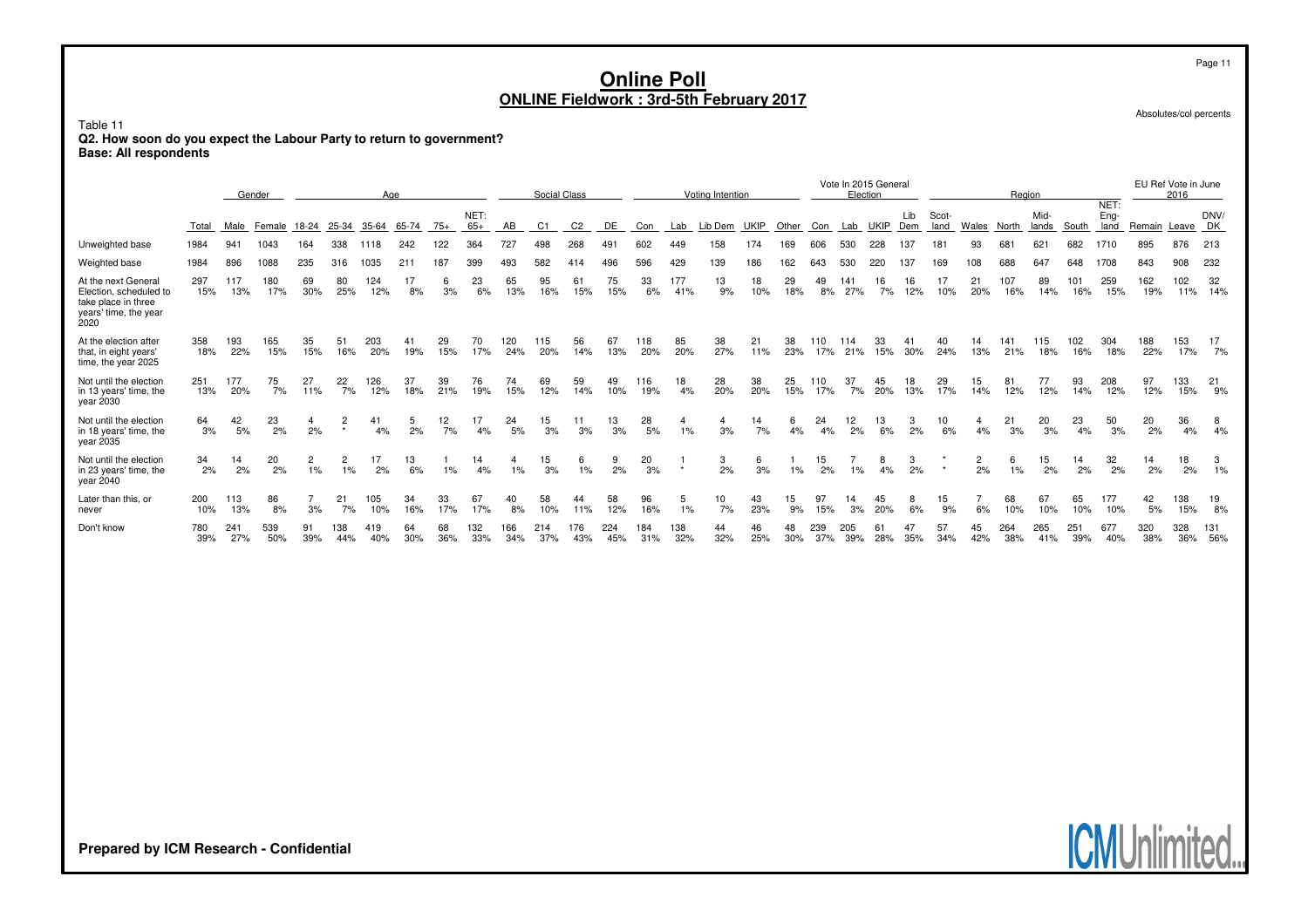# Online Poll

## ONLINE Fieldwork : 3rd-5th February 2017

Absolutes/col percents

Table 11
**Q2. How soon do you expect the Labour Party to return to government?**
**Base: All respondents**

| | Total | Gender | | Age | | | | | | | Social Class | | | | Voting Intention | | | | | Vote In 2015 General Election | | | | Region | | | | | | EU Ref Vote in June 2016 | | |
|---|---|---|---|---|---|---|---|---|---|---|---|---|---|---|---|---|---|---|---|---|---|---|---|---|---|---|---|---|---|---|---|---|
| | Total | Male | Female | 18-24 | 25-34 | 35-64 | 65-74 | 75+ | NET: 65+ | AB | C1 | C2 | DE | Con | Lab | Lib Dem | UKIP | Other | Con | Lab | UKIP | Lib Dem | Scot-land | Wales | North | Mid-lands | South | NET: Eng-land | Remain | Leave | DNV/ DK |
| Unweighted base | 1984 | 941 | 1043 | 164 | 338 | 1118 | 242 | 122 | 364 | 727 | 498 | 268 | 491 | 602 | 449 | 158 | 174 | 169 | 606 | 530 | 228 | 137 | 181 | 93 | 681 | 621 | 682 | 1710 | 895 | 876 | 213 |
| Weighted base | 1984 | 896 | 1088 | 235 | 316 | 1035 | 211 | 187 | 399 | 493 | 582 | 414 | 496 | 596 | 429 | 139 | 186 | 162 | 643 | 530 | 220 | 137 | 169 | 108 | 688 | 647 | 648 | 1708 | 843 | 908 | 232 |
| At the next General Election, scheduled to take place in three years' time, the year 2020 | 297<br>15% | 117<br>13% | 180<br>17% | 69<br>30% | 80<br>25% | 124<br>12% | 17<br>8% | 6<br>3% | 23<br>6% | 65<br>13% | 95<br>16% | 61<br>15% | 75<br>15% | 33<br>6% | 177<br>41% | 13<br>9% | 18<br>10% | 29<br>18% | 49<br>8% | 141<br>27% | 16<br>7% | 16<br>12% | 17<br>10% | 21<br>20% | 107<br>16% | 89<br>14% | 101<br>16% | 259<br>15% | 162<br>19% | 102<br>11% | 32<br>14% |
| At the election after that, in eight years' time, the year 2025 | 358<br>18% | 193<br>22% | 165<br>15% | 35<br>15% | 51<br>16% | 203<br>20% | 41<br>19% | 29<br>15% | 70<br>17% | 120<br>24% | 115<br>20% | 56<br>14% | 67<br>13% | 118<br>20% | 85<br>20% | 38<br>27% | 21<br>11% | 38<br>23% | 110<br>17% | 114<br>21% | 33<br>15% | 41<br>30% | 40<br>24% | 14<br>13% | 141<br>21% | 115<br>18% | 102<br>16% | 304<br>18% | 188<br>22% | 153<br>17% | 17<br>7% |
| Not until the election in 13 years' time, the year 2030 | 251<br>13% | 177<br>20% | 75<br>7% | 27<br>11% | 22<br>7% | 126<br>12% | 37<br>18% | 39<br>21% | 76<br>19% | 74<br>15% | 69<br>12% | 59<br>14% | 49<br>10% | 116<br>19% | 18<br>4% | 28<br>20% | 38<br>20% | 25<br>15% | 110<br>17% | 37<br>7% | 45<br>20% | 18<br>13% | 29<br>17% | 15<br>14% | 81<br>12% | 77<br>12% | 93<br>14% | 208<br>12% | 97<br>12% | 133<br>15% | 21<br>9% |
| Not until the election in 18 years' time, the year 2035 | 64<br>3% | 42<br>5% | 23<br>2% | 4<br>2% | 2<br>* | 41<br>4% | 5<br>2% | 12<br>7% | 17<br>4% | 24<br>5% | 15<br>3% | 11<br>3% | 13<br>3% | 28<br>5% | 4<br>1% | 4<br>3% | 14<br>7% | 6<br>4% | 24<br>4% | 12<br>2% | 13<br>6% | 3<br>2% | 10<br>6% | 4<br>4% | 21<br>3% | 20<br>3% | 23<br>4% | 50<br>3% | 20<br>2% | 36<br>4% | 8<br>4% |
| Not until the election in 23 years' time, the year 2040 | 34<br>2% | 14<br>2% | 20<br>2% | 2<br>1% | 2<br>1% | 17<br>2% | 13<br>6% | 1<br>1% | 14<br>4% | 4<br>1% | 15<br>3% | 6<br>1% | 9<br>2% | 20<br>3% | 1<br>* | 3<br>2% | 6<br>3% | 1<br>1% | 15<br>2% | 7<br>1% | 8<br>4% | 3<br>2% | *<br>* | 2<br>2% | 6<br>1% | 15<br>2% | 14<br>2% | 32<br>2% | 14<br>2% | 18<br>2% | 3<br>1% |
| Later than this, or never | 200<br>10% | 113<br>13% | 86<br>8% | 7<br>3% | 21<br>7% | 105<br>10% | 34<br>16% | 33<br>17% | 67<br>17% | 40<br>8% | 58<br>10% | 44<br>11% | 58<br>12% | 96<br>16% | 5<br>1% | 10<br>7% | 43<br>23% | 15<br>9% | 97<br>15% | 14<br>3% | 45<br>20% | 8<br>6% | 15<br>9% | 7<br>6% | 68<br>10% | 67<br>10% | 65<br>10% | 177<br>10% | 42<br>5% | 138<br>15% | 19<br>8% |
| Don't know | 780<br>39% | 241<br>27% | 539<br>50% | 91<br>39% | 138<br>44% | 419<br>40% | 64<br>30% | 68<br>36% | 132<br>33% | 166<br>34% | 214<br>37% | 176<br>43% | 224<br>45% | 184<br>31% | 138<br>32% | 44<br>32% | 46<br>25% | 48<br>30% | 239<br>37% | 205<br>39% | 61<br>28% | 47<br>35% | 57<br>34% | 45<br>42% | 264<br>38% | 265<br>41% | 251<br>39% | 677<br>40% | 320<br>38% | 328<br>36% | 131<br>56% |

Prepared by ICM Research - Confidential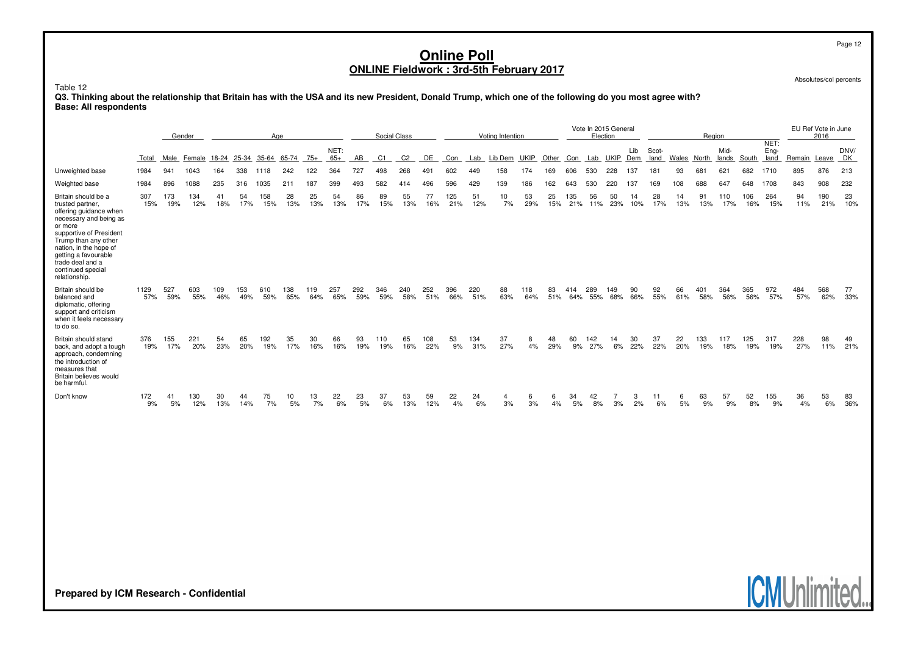# Online Poll

## ONLINE Fieldwork : 3rd-5th February 2017

Absolutes/col percents

Table 12

**Q3. Thinking about the relationship that Britain has with the USA and its new President, Donald Trump, which one of the following do you most agree with?**
**Base: All respondents**

| | | Gender | | Age | | | | | | Social Class | | | | Voting Intention | | | | | Vote In 2015 General Election | | | | Region | | | | | | EU Ref Vote in June 2016 | | |
|---|---|---|---|---|---|---|---|---|---|---|---|---|---|---|---|---|---|---|---|---|---|---|---|---|---|---|---|---|---|---|---|
| | Total | Male | Female | 18-24 | 25-34 | 35-64 | 65-74 | 75+ | NET: 65+ | AB | C1 | C2 | DE | Con | Lab | Lib Dem | UKIP | Other | Con | Lab | UKIP | Lib Dem | Scot-land | Wales | North | Mid-lands | South | NET: Eng-land | Remain | Leave | DNV/ DK |
| Unweighted base | 1984 | 941 | 1043 | 164 | 338 | 1118 | 242 | 122 | 364 | 727 | 498 | 268 | 491 | 602 | 449 | 158 | 174 | 169 | 606 | 530 | 228 | 137 | 181 | 93 | 681 | 621 | 682 | 1710 | 895 | 876 | 213 |
| Weighted base | 1984 | 896 | 1088 | 235 | 316 | 1035 | 211 | 187 | 399 | 493 | 582 | 414 | 496 | 596 | 429 | 139 | 186 | 162 | 643 | 530 | 220 | 137 | 169 | 108 | 688 | 647 | 648 | 1708 | 843 | 908 | 232 |
| Britain should be a trusted partner, offering guidance when necessary and being as or more supportive of President Trump than any other nation, in the hope of getting a favourable trade deal and a continued special relationship. | 307 | 173 | 134 | 41 | 54 | 158 | 28 | 25 | 54 | 86 | 89 | 55 | 77 | 125 | 51 | 10 | 53 | 25 | 135 | 56 | 50 | 14 | 28 | 14 | 91 | 110 | 106 | 264 | 94 | 190 | 23 |
| | 15% | 19% | 12% | 18% | 17% | 15% | 13% | 13% | 13% | 17% | 15% | 13% | 16% | 21% | 12% | 7% | 29% | 15% | 21% | 11% | 23% | 10% | 17% | 13% | 13% | 17% | 16% | 15% | 11% | 21% | 10% |
| Britain should be balanced and diplomatic, offering support and criticism when it feels necessary to do so. | 1129 | 527 | 603 | 109 | 153 | 610 | 138 | 119 | 257 | 292 | 346 | 240 | 252 | 396 | 220 | 88 | 118 | 83 | 414 | 289 | 149 | 90 | 92 | 66 | 401 | 364 | 365 | 972 | 484 | 568 | 77 |
| | 57% | 59% | 55% | 46% | 49% | 59% | 65% | 64% | 65% | 59% | 59% | 58% | 51% | 66% | 51% | 63% | 64% | 51% | 64% | 55% | 68% | 66% | 55% | 61% | 58% | 56% | 56% | 57% | 57% | 62% | 33% |
| Britain should stand back, and adopt a tough approach, condemning the introduction of measures that Britain believes would be harmful. | 376 | 155 | 221 | 54 | 65 | 192 | 35 | 30 | 66 | 93 | 110 | 65 | 108 | 53 | 134 | 37 | 8 | 48 | 60 | 142 | 14 | 30 | 37 | 22 | 133 | 117 | 125 | 317 | 228 | 98 | 49 |
| | 19% | 17% | 20% | 23% | 20% | 19% | 17% | 16% | 16% | 19% | 19% | 16% | 22% | 9% | 31% | 27% | 4% | 29% | 9% | 27% | 6% | 22% | 22% | 20% | 19% | 18% | 19% | 19% | 27% | 11% | 21% |
| Don't know | 172 | 41 | 130 | 30 | 44 | 75 | 10 | 13 | 22 | 23 | 37 | 53 | 59 | 22 | 24 | 4 | 6 | 6 | 34 | 42 | 7 | 3 | 11 | 6 | 63 | 57 | 52 | 155 | 36 | 53 | 83 |
| | 9% | 5% | 12% | 13% | 14% | 7% | 5% | 7% | 6% | 5% | 6% | 13% | 12% | 4% | 6% | 3% | 3% | 4% | 5% | 8% | 3% | 2% | 6% | 5% | 9% | 9% | 8% | 9% | 4% | 6% | 36% |

Prepared by ICM Research - Confidential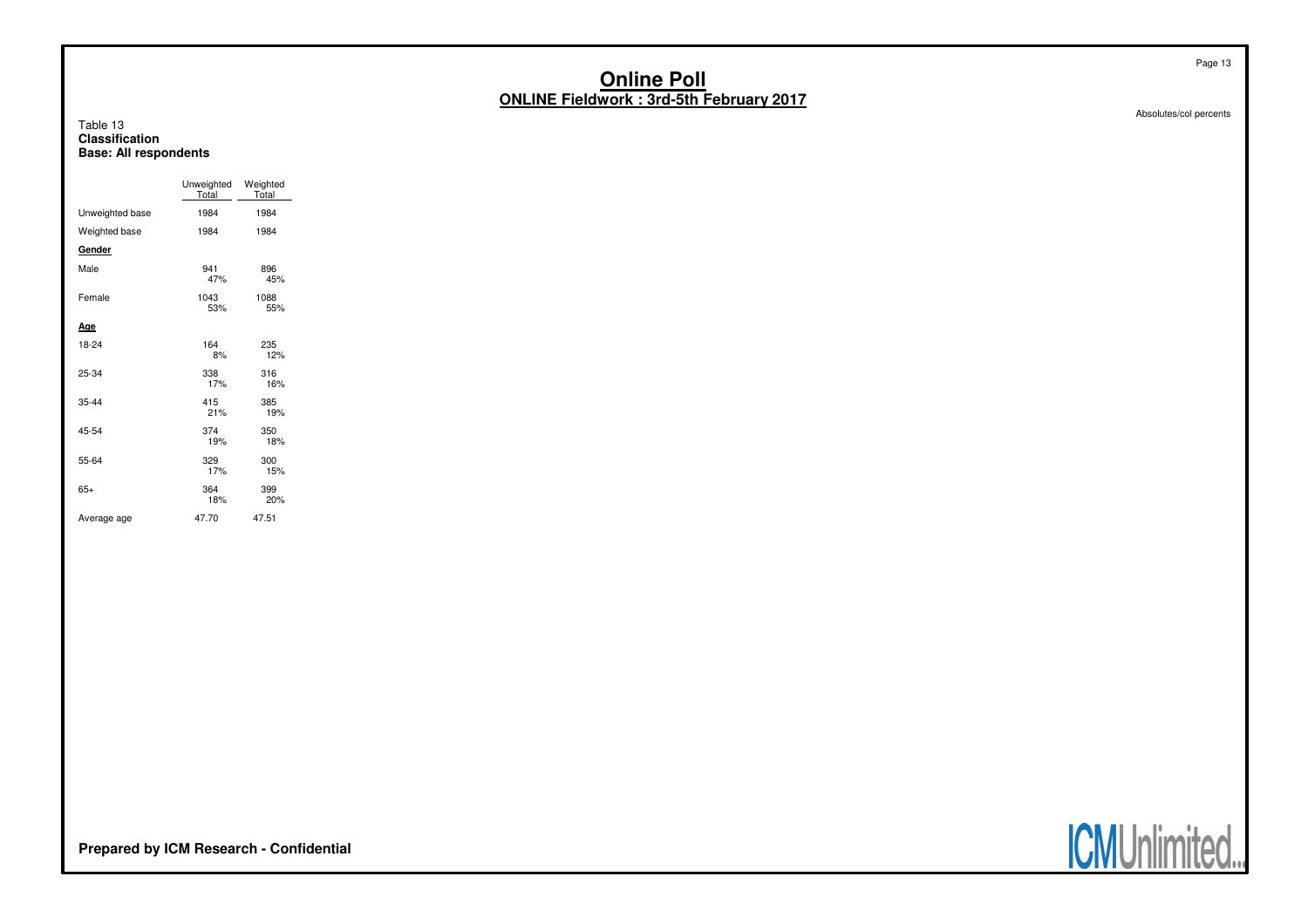# Online Poll

## ONLINE Fieldwork : 3rd-5th February 2017

Absolutes/col percents

Table 13
**Classification**
**Base: All respondents**

| | Unweighted Total | Weighted Total |
|---|---|---|
| Unweighted base | 1984 | 1984 |
| Weighted base | 1984 | 1984 |
| **Gender** | | |
| Male | 941<br>47% | 896<br>45% |
| Female | 1043<br>53% | 1088<br>55% |
| **Age** | | |
| 18-24 | 164<br>8% | 235<br>12% |
| 25-34 | 338<br>17% | 316<br>16% |
| 35-44 | 415<br>21% | 385<br>19% |
| 45-54 | 374<br>19% | 350<br>18% |
| 55-64 | 329<br>17% | 300<br>15% |
| 65+ | 364<br>18% | 399<br>20% |
| Average age | 47.70 | 47.51 |

**Prepared by ICM Research - Confidential**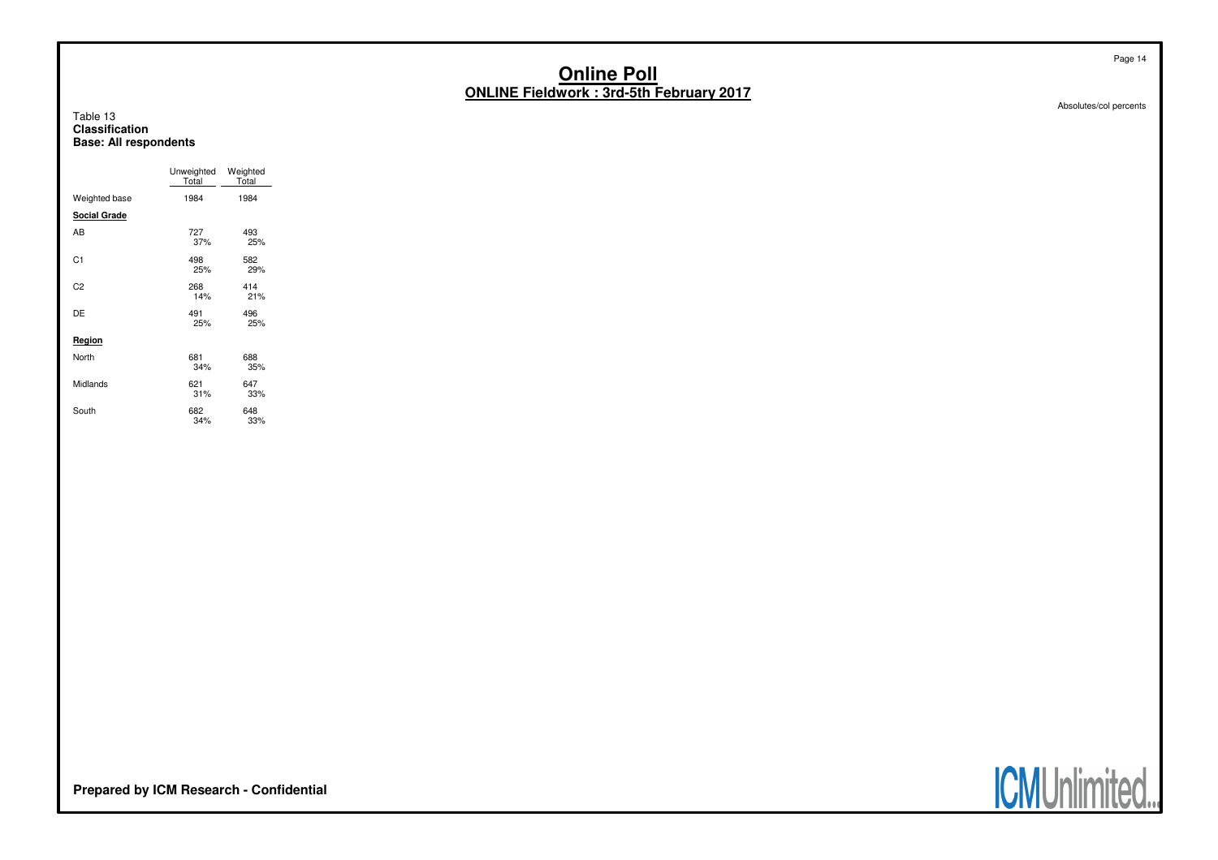# Online Poll

## ONLINE Fieldwork : 3rd-5th February 2017

Absolutes/col percents

Table 13
**Classification**
**Base: All respondents**

| | Unweighted Total | Weighted Total |
|---|---|---|
| Weighted base | 1984 | 1984 |
| **Social Grade** | | |
| AB | 727 | 493 |
| | 37% | 25% |
| C1 | 498 | 582 |
| | 25% | 29% |
| C2 | 268 | 414 |
| | 14% | 21% |
| DE | 491 | 496 |
| | 25% | 25% |
| **Region** | | |
| North | 681 | 688 |
| | 34% | 35% |
| Midlands | 621 | 647 |
| | 31% | 33% |
| South | 682 | 648 |
| | 34% | 33% |

**Prepared by ICM Research - Confidential**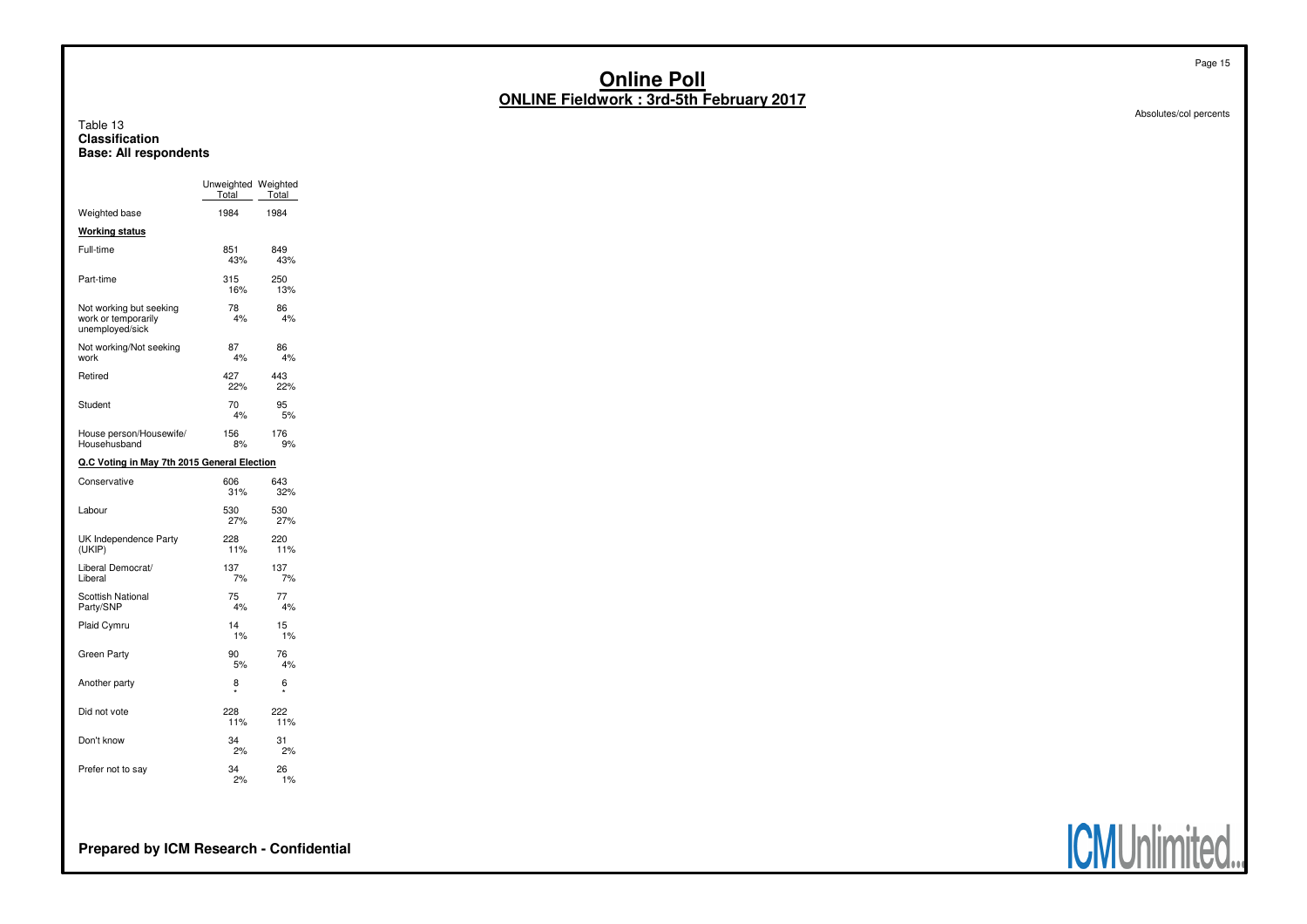# Online Poll

## ONLINE Fieldwork : 3rd-5th February 2017

Absolutes/col percents

Table 13
**Classification**
**Base: All respondents**

| | Unweighted Total | Weighted Total |
|---|---|---|
| Weighted base | 1984 | 1984 |
| **Working status** | | |
| Full-time | 851<br>43% | 849<br>43% |
| Part-time | 315<br>16% | 250<br>13% |
| Not working but seeking work or temporarily unemployed/sick | 78<br>4% | 86<br>4% |
| Not working/Not seeking work | 87<br>4% | 86<br>4% |
| Retired | 427<br>22% | 443<br>22% |
| Student | 70<br>4% | 95<br>5% |
| House person/Housewife/ Househusband | 156<br>8% | 176<br>9% |
| **Q.C Voting in May 7th 2015 General Election** | | |
| Conservative | 606<br>31% | 643<br>32% |
| Labour | 530<br>27% | 530<br>27% |
| UK Independence Party (UKIP) | 228<br>11% | 220<br>11% |
| Liberal Democrat/ Liberal | 137<br>7% | 137<br>7% |
| Scottish National Party/SNP | 75<br>4% | 77<br>4% |
| Plaid Cymru | 14<br>1% | 15<br>1% |
| Green Party | 90<br>5% | 76<br>4% |
| Another party | 8<br>* | 6<br>* |
| Did not vote | 228<br>11% | 222<br>11% |
| Don't know | 34<br>2% | 31<br>2% |
| Prefer not to say | 34<br>2% | 26<br>1% |

**Prepared by ICM Research - Confidential**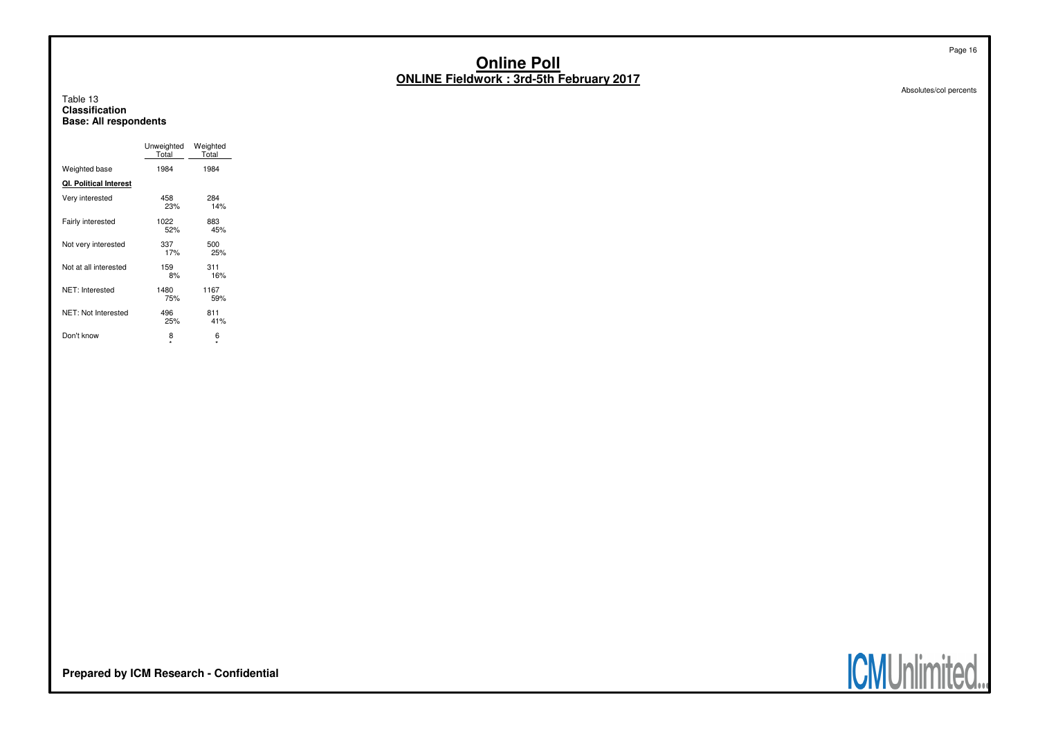# Online Poll
## ONLINE Fieldwork : 3rd-5th February 2017

Absolutes/col percents

Table 13
**Classification**
**Base: All respondents**

| | Unweighted Total | Weighted Total |
|---|---|---|
| Weighted base | 1984 | 1984 |
| **QI. Political Interest** | | |
| Very interested | 458<br>23% | 284<br>14% |
| Fairly interested | 1022<br>52% | 883<br>45% |
| Not very interested | 337<br>17% | 500<br>25% |
| Not at all interested | 159<br>8% | 311<br>16% |
| NET: Interested | 1480<br>75% | 1167<br>59% |
| NET: Not Interested | 496<br>25% | 811<br>41% |
| Don't know | 8<br>* | 6<br>* |

**Prepared by ICM Research - Confidential**

ICMUnlimited